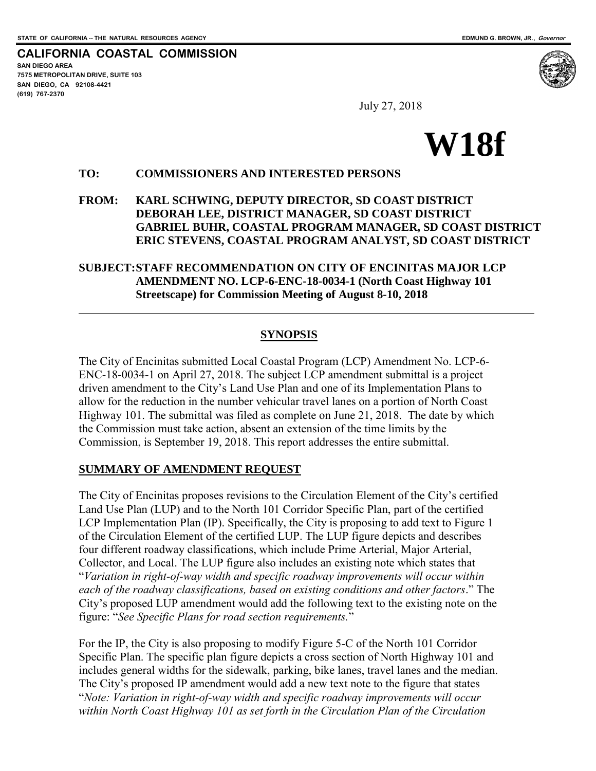STATE OF CALIFORNIA -- THE NATURAL RESOURCES AGENCY EDMUND G. BROWN, JR., *Governor*

**CALIFORNIA COASTAL COMMISSION**
SAN DIEGO AREA
7575 METROPOLITAN DRIVE, SUITE 103
SAN DIEGO, CA 92108-4421
(619) 767-2370

July 27, 2018

# W18f

**TO:** **COMMISSIONERS AND INTERESTED PERSONS**

**FROM:** **KARL SCHWING, DEPUTY DIRECTOR, SD COAST DISTRICT**
**DEBORAH LEE, DISTRICT MANAGER, SD COAST DISTRICT**
**GABRIEL BUHR, COASTAL PROGRAM MANAGER, SD COAST DISTRICT**
**ERIC STEVENS, COASTAL PROGRAM ANALYST, SD COAST DISTRICT**

**SUBJECT: STAFF RECOMMENDATION ON CITY OF ENCINITAS MAJOR LCP AMENDMENT NO. LCP-6-ENC-18-0034-1 (North Coast Highway 101 Streetscape) for Commission Meeting of August 8-10, 2018**

## SYNOPSIS

The City of Encinitas submitted Local Coastal Program (LCP) Amendment No. LCP-6-ENC-18-0034-1 on April 27, 2018. The subject LCP amendment submittal is a project driven amendment to the City's Land Use Plan and one of its Implementation Plans to allow for the reduction in the number vehicular travel lanes on a portion of North Coast Highway 101. The submittal was filed as complete on June 21, 2018. The date by which the Commission must take action, absent an extension of the time limits by the Commission, is September 19, 2018. This report addresses the entire submittal.

## SUMMARY OF AMENDMENT REQUEST

The City of Encinitas proposes revisions to the Circulation Element of the City's certified Land Use Plan (LUP) and to the North 101 Corridor Specific Plan, part of the certified LCP Implementation Plan (IP). Specifically, the City is proposing to add text to Figure 1 of the Circulation Element of the certified LUP. The LUP figure depicts and describes four different roadway classifications, which include Prime Arterial, Major Arterial, Collector, and Local. The LUP figure also includes an existing note which states that "*Variation in right-of-way width and specific roadway improvements will occur within each of the roadway classifications, based on existing conditions and other factors*." The City's proposed LUP amendment would add the following text to the existing note on the figure: "*See Specific Plans for road section requirements.*"

For the IP, the City is also proposing to modify Figure 5-C of the North 101 Corridor Specific Plan. The specific plan figure depicts a cross section of North Highway 101 and includes general widths for the sidewalk, parking, bike lanes, travel lanes and the median. The City's proposed IP amendment would add a new text note to the figure that states "*Note: Variation in right-of-way width and specific roadway improvements will occur within North Coast Highway 101 as set forth in the Circulation Plan of the Circulation*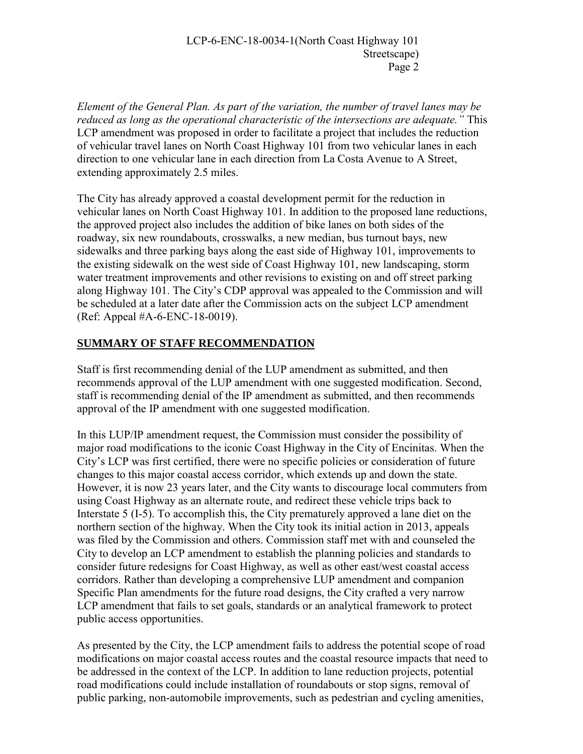*Element of the General Plan. As part of the variation, the number of travel lanes may be reduced as long as the operational characteristic of the intersections are adequate."* This LCP amendment was proposed in order to facilitate a project that includes the reduction of vehicular travel lanes on North Coast Highway 101 from two vehicular lanes in each direction to one vehicular lane in each direction from La Costa Avenue to A Street, extending approximately 2.5 miles.

The City has already approved a coastal development permit for the reduction in vehicular lanes on North Coast Highway 101. In addition to the proposed lane reductions, the approved project also includes the addition of bike lanes on both sides of the roadway, six new roundabouts, crosswalks, a new median, bus turnout bays, new sidewalks and three parking bays along the east side of Highway 101, improvements to the existing sidewalk on the west side of Coast Highway 101, new landscaping, storm water treatment improvements and other revisions to existing on and off street parking along Highway 101. The City's CDP approval was appealed to the Commission and will be scheduled at a later date after the Commission acts on the subject LCP amendment (Ref: Appeal #A-6-ENC-18-0019).

## SUMMARY OF STAFF RECOMMENDATION

Staff is first recommending denial of the LUP amendment as submitted, and then recommends approval of the LUP amendment with one suggested modification. Second, staff is recommending denial of the IP amendment as submitted, and then recommends approval of the IP amendment with one suggested modification.

In this LUP/IP amendment request, the Commission must consider the possibility of major road modifications to the iconic Coast Highway in the City of Encinitas. When the City's LCP was first certified, there were no specific policies or consideration of future changes to this major coastal access corridor, which extends up and down the state. However, it is now 23 years later, and the City wants to discourage local commuters from using Coast Highway as an alternate route, and redirect these vehicle trips back to Interstate 5 (I-5). To accomplish this, the City prematurely approved a lane diet on the northern section of the highway. When the City took its initial action in 2013, appeals was filed by the Commission and others. Commission staff met with and counseled the City to develop an LCP amendment to establish the planning policies and standards to consider future redesigns for Coast Highway, as well as other east/west coastal access corridors. Rather than developing a comprehensive LUP amendment and companion Specific Plan amendments for the future road designs, the City crafted a very narrow LCP amendment that fails to set goals, standards or an analytical framework to protect public access opportunities.

As presented by the City, the LCP amendment fails to address the potential scope of road modifications on major coastal access routes and the coastal resource impacts that need to be addressed in the context of the LCP. In addition to lane reduction projects, potential road modifications could include installation of roundabouts or stop signs, removal of public parking, non-automobile improvements, such as pedestrian and cycling amenities,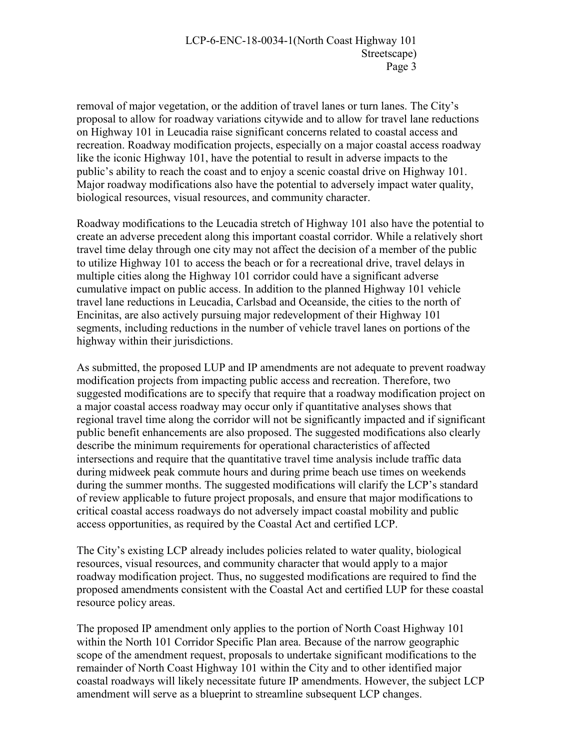removal of major vegetation, or the addition of travel lanes or turn lanes. The City's proposal to allow for roadway variations citywide and to allow for travel lane reductions on Highway 101 in Leucadia raise significant concerns related to coastal access and recreation. Roadway modification projects, especially on a major coastal access roadway like the iconic Highway 101, have the potential to result in adverse impacts to the public's ability to reach the coast and to enjoy a scenic coastal drive on Highway 101. Major roadway modifications also have the potential to adversely impact water quality, biological resources, visual resources, and community character.

Roadway modifications to the Leucadia stretch of Highway 101 also have the potential to create an adverse precedent along this important coastal corridor. While a relatively short travel time delay through one city may not affect the decision of a member of the public to utilize Highway 101 to access the beach or for a recreational drive, travel delays in multiple cities along the Highway 101 corridor could have a significant adverse cumulative impact on public access. In addition to the planned Highway 101 vehicle travel lane reductions in Leucadia, Carlsbad and Oceanside, the cities to the north of Encinitas, are also actively pursuing major redevelopment of their Highway 101 segments, including reductions in the number of vehicle travel lanes on portions of the highway within their jurisdictions.

As submitted, the proposed LUP and IP amendments are not adequate to prevent roadway modification projects from impacting public access and recreation. Therefore, two suggested modifications are to specify that require that a roadway modification project on a major coastal access roadway may occur only if quantitative analyses shows that regional travel time along the corridor will not be significantly impacted and if significant public benefit enhancements are also proposed. The suggested modifications also clearly describe the minimum requirements for operational characteristics of affected intersections and require that the quantitative travel time analysis include traffic data during midweek peak commute hours and during prime beach use times on weekends during the summer months. The suggested modifications will clarify the LCP's standard of review applicable to future project proposals, and ensure that major modifications to critical coastal access roadways do not adversely impact coastal mobility and public access opportunities, as required by the Coastal Act and certified LCP.

The City's existing LCP already includes policies related to water quality, biological resources, visual resources, and community character that would apply to a major roadway modification project. Thus, no suggested modifications are required to find the proposed amendments consistent with the Coastal Act and certified LUP for these coastal resource policy areas.

The proposed IP amendment only applies to the portion of North Coast Highway 101 within the North 101 Corridor Specific Plan area. Because of the narrow geographic scope of the amendment request, proposals to undertake significant modifications to the remainder of North Coast Highway 101 within the City and to other identified major coastal roadways will likely necessitate future IP amendments. However, the subject LCP amendment will serve as a blueprint to streamline subsequent LCP changes.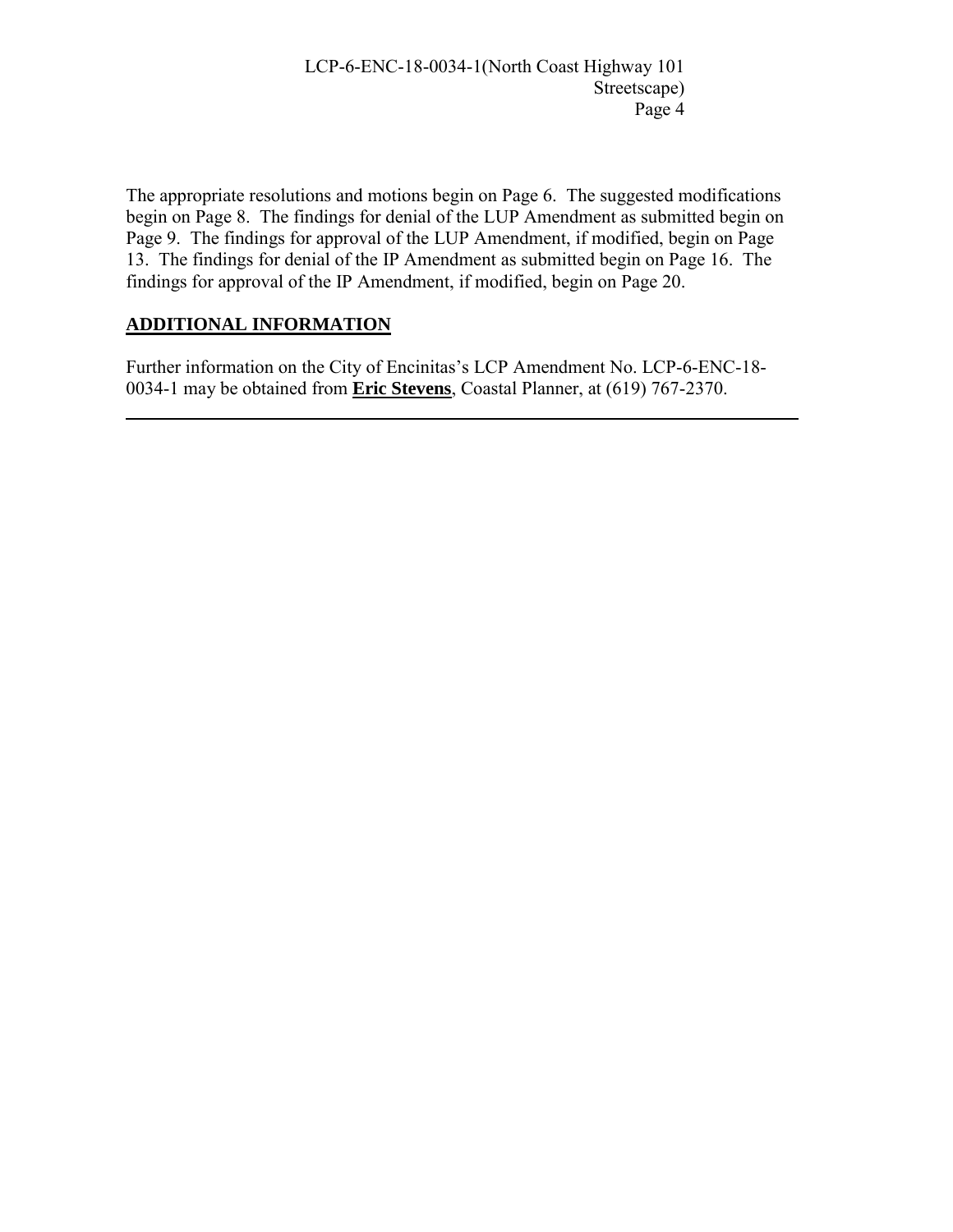The appropriate resolutions and motions begin on Page 6. The suggested modifications begin on Page 8. The findings for denial of the LUP Amendment as submitted begin on Page 9. The findings for approval of the LUP Amendment, if modified, begin on Page 13. The findings for denial of the IP Amendment as submitted begin on Page 16. The findings for approval of the IP Amendment, if modified, begin on Page 20.

## ADDITIONAL INFORMATION

Further information on the City of Encinitas's LCP Amendment No. LCP-6-ENC-18-0034-1 may be obtained from **Eric Stevens**, Coastal Planner, at (619) 767-2370.

---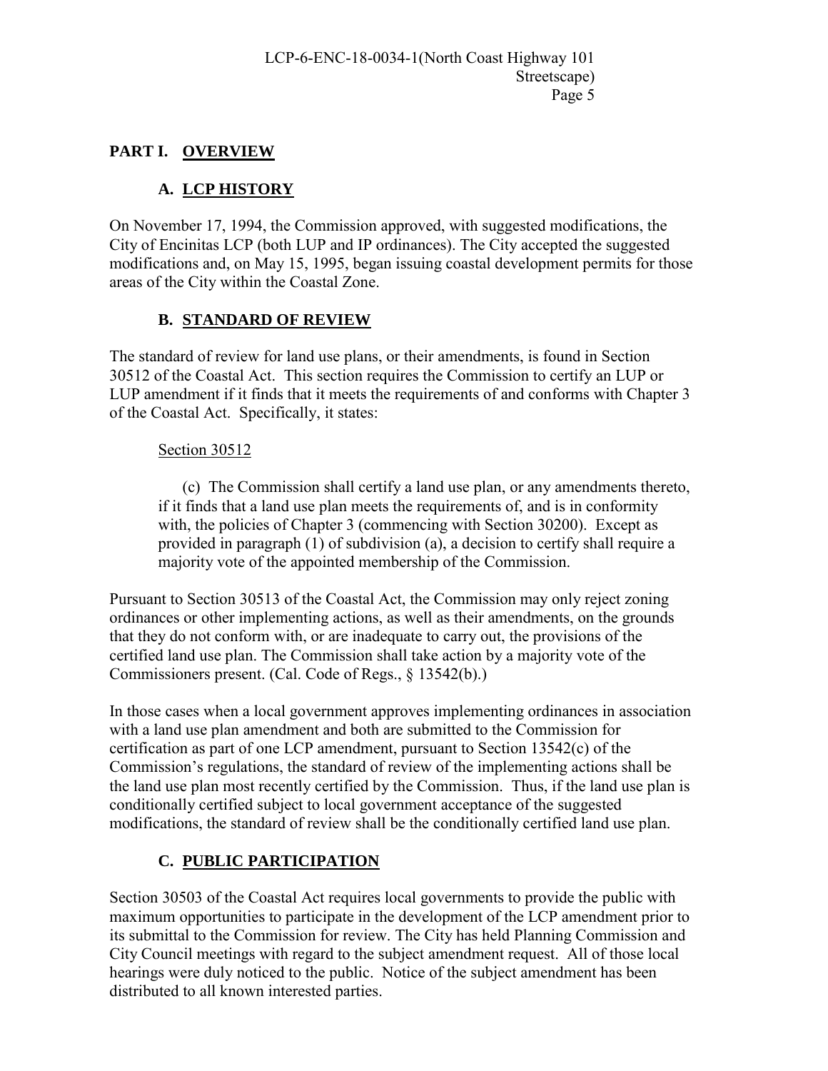## PART I. OVERVIEW

### A. LCP HISTORY

On November 17, 1994, the Commission approved, with suggested modifications, the City of Encinitas LCP (both LUP and IP ordinances). The City accepted the suggested modifications and, on May 15, 1995, began issuing coastal development permits for those areas of the City within the Coastal Zone.

### B. STANDARD OF REVIEW

The standard of review for land use plans, or their amendments, is found in Section 30512 of the Coastal Act. This section requires the Commission to certify an LUP or LUP amendment if it finds that it meets the requirements of and conforms with Chapter 3 of the Coastal Act. Specifically, it states:

> Section 30512
>
> (c) The Commission shall certify a land use plan, or any amendments thereto, if it finds that a land use plan meets the requirements of, and is in conformity with, the policies of Chapter 3 (commencing with Section 30200). Except as provided in paragraph (1) of subdivision (a), a decision to certify shall require a majority vote of the appointed membership of the Commission.

Pursuant to Section 30513 of the Coastal Act, the Commission may only reject zoning ordinances or other implementing actions, as well as their amendments, on the grounds that they do not conform with, or are inadequate to carry out, the provisions of the certified land use plan. The Commission shall take action by a majority vote of the Commissioners present. (Cal. Code of Regs., § 13542(b).)

In those cases when a local government approves implementing ordinances in association with a land use plan amendment and both are submitted to the Commission for certification as part of one LCP amendment, pursuant to Section 13542(c) of the Commission's regulations, the standard of review of the implementing actions shall be the land use plan most recently certified by the Commission. Thus, if the land use plan is conditionally certified subject to local government acceptance of the suggested modifications, the standard of review shall be the conditionally certified land use plan.

### C. PUBLIC PARTICIPATION

Section 30503 of the Coastal Act requires local governments to provide the public with maximum opportunities to participate in the development of the LCP amendment prior to its submittal to the Commission for review. The City has held Planning Commission and City Council meetings with regard to the subject amendment request. All of those local hearings were duly noticed to the public. Notice of the subject amendment has been distributed to all known interested parties.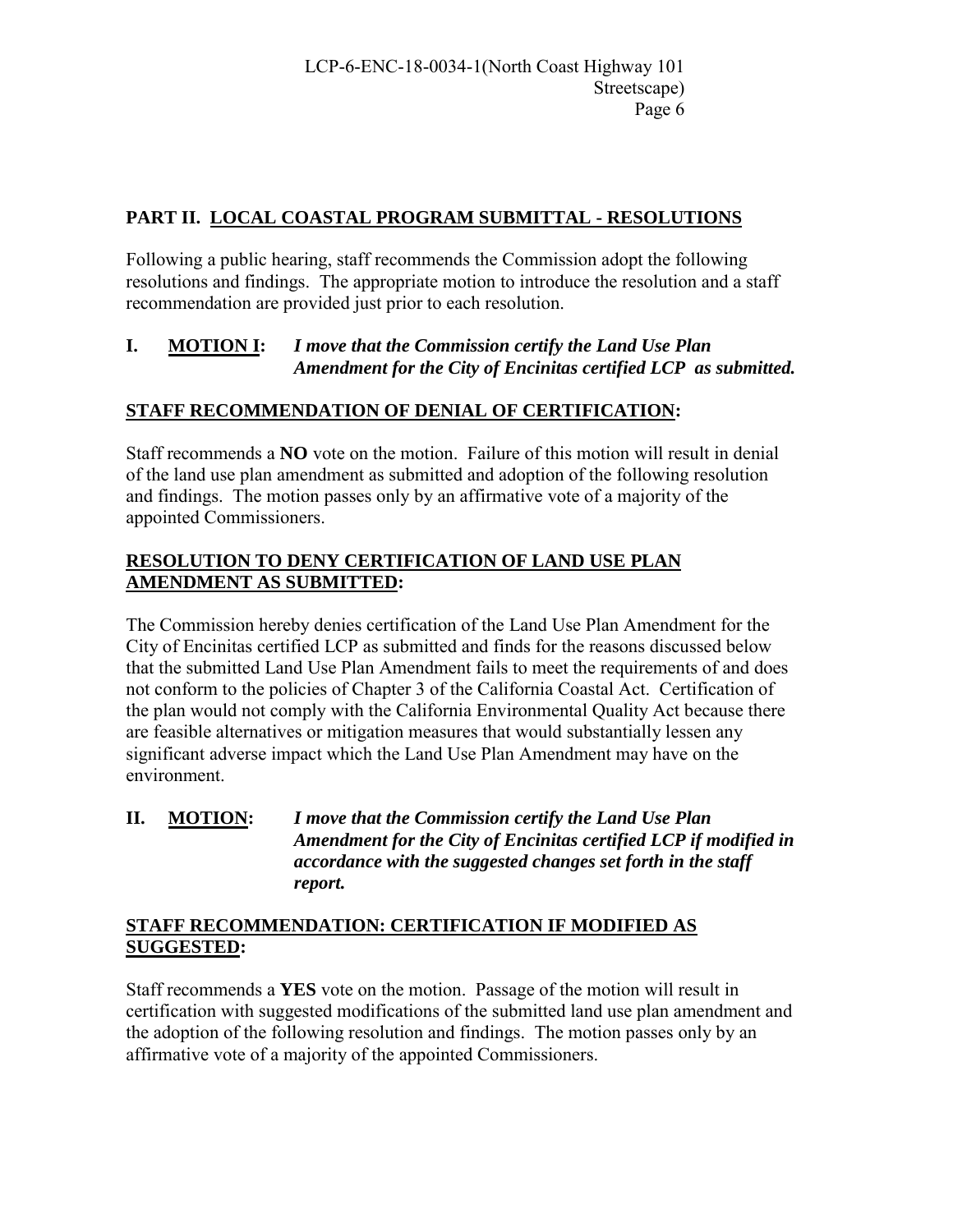## PART II. LOCAL COASTAL PROGRAM SUBMITTAL - RESOLUTIONS

Following a public hearing, staff recommends the Commission adopt the following resolutions and findings. The appropriate motion to introduce the resolution and a staff recommendation are provided just prior to each resolution.

**I. MOTION I:** ***I move that the Commission certify the Land Use Plan Amendment for the City of Encinitas certified LCP as submitted.***

**STAFF RECOMMENDATION OF DENIAL OF CERTIFICATION:**

Staff recommends a **NO** vote on the motion. Failure of this motion will result in denial of the land use plan amendment as submitted and adoption of the following resolution and findings. The motion passes only by an affirmative vote of a majority of the appointed Commissioners.

**RESOLUTION TO DENY CERTIFICATION OF LAND USE PLAN AMENDMENT AS SUBMITTED:**

The Commission hereby denies certification of the Land Use Plan Amendment for the City of Encinitas certified LCP as submitted and finds for the reasons discussed below that the submitted Land Use Plan Amendment fails to meet the requirements of and does not conform to the policies of Chapter 3 of the California Coastal Act. Certification of the plan would not comply with the California Environmental Quality Act because there are feasible alternatives or mitigation measures that would substantially lessen any significant adverse impact which the Land Use Plan Amendment may have on the environment.

**II. MOTION:** ***I move that the Commission certify the Land Use Plan Amendment for the City of Encinitas certified LCP if modified in accordance with the suggested changes set forth in the staff report.***

**STAFF RECOMMENDATION: CERTIFICATION IF MODIFIED AS SUGGESTED:**

Staff recommends a **YES** vote on the motion. Passage of the motion will result in certification with suggested modifications of the submitted land use plan amendment and the adoption of the following resolution and findings. The motion passes only by an affirmative vote of a majority of the appointed Commissioners.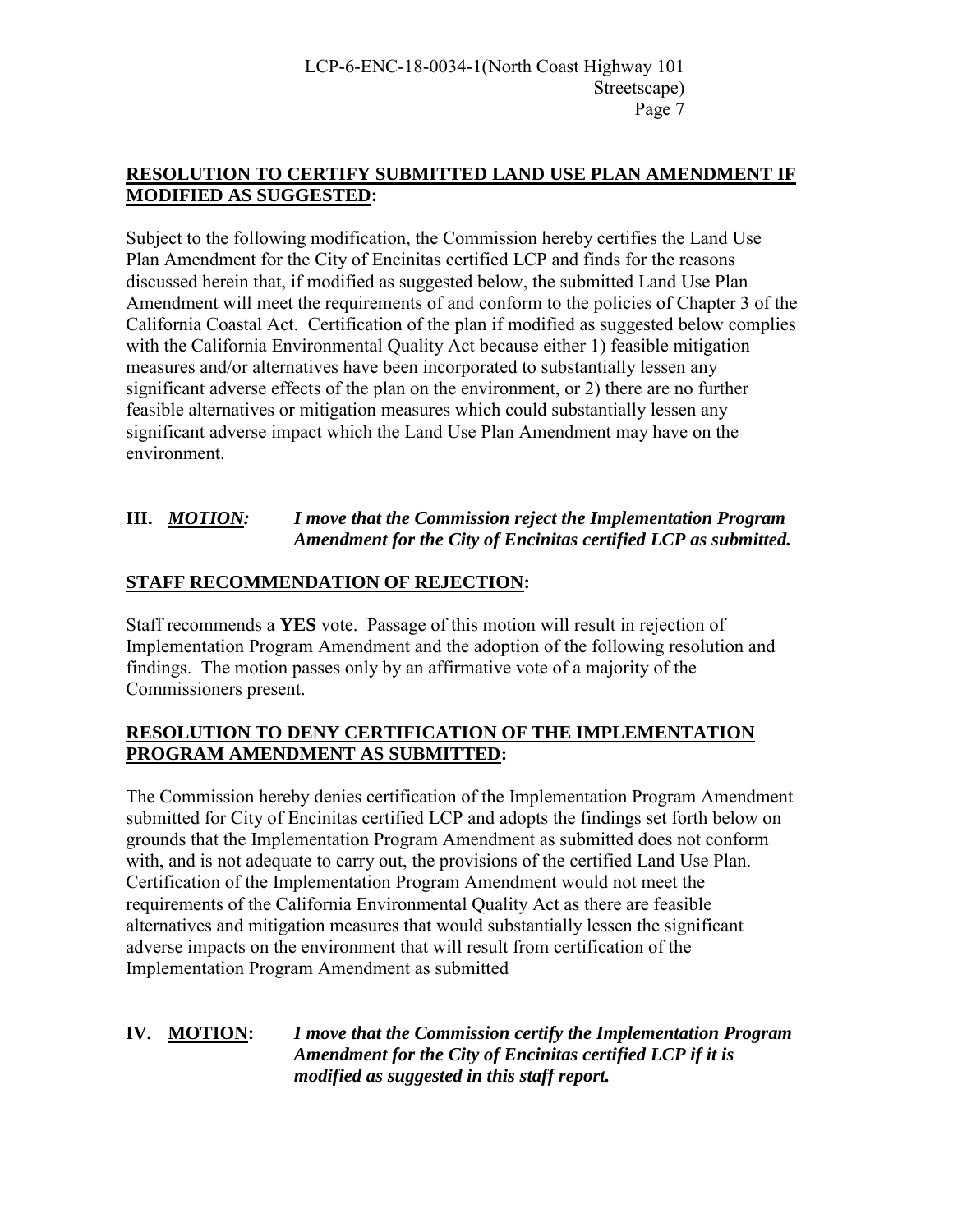**RESOLUTION TO CERTIFY SUBMITTED LAND USE PLAN AMENDMENT IF MODIFIED AS SUGGESTED:**

Subject to the following modification, the Commission hereby certifies the Land Use Plan Amendment for the City of Encinitas certified LCP and finds for the reasons discussed herein that, if modified as suggested below, the submitted Land Use Plan Amendment will meet the requirements of and conform to the policies of Chapter 3 of the California Coastal Act. Certification of the plan if modified as suggested below complies with the California Environmental Quality Act because either 1) feasible mitigation measures and/or alternatives have been incorporated to substantially lessen any significant adverse effects of the plan on the environment, or 2) there are no further feasible alternatives or mitigation measures which could substantially lessen any significant adverse impact which the Land Use Plan Amendment may have on the environment.

**III.** ***MOTION:*** ***I move that the Commission reject the Implementation Program Amendment for the City of Encinitas certified LCP as submitted.***

**STAFF RECOMMENDATION OF REJECTION:**

Staff recommends a **YES** vote. Passage of this motion will result in rejection of Implementation Program Amendment and the adoption of the following resolution and findings. The motion passes only by an affirmative vote of a majority of the Commissioners present.

**RESOLUTION TO DENY CERTIFICATION OF THE IMPLEMENTATION PROGRAM AMENDMENT AS SUBMITTED:**

The Commission hereby denies certification of the Implementation Program Amendment submitted for City of Encinitas certified LCP and adopts the findings set forth below on grounds that the Implementation Program Amendment as submitted does not conform with, and is not adequate to carry out, the provisions of the certified Land Use Plan. Certification of the Implementation Program Amendment would not meet the requirements of the California Environmental Quality Act as there are feasible alternatives and mitigation measures that would substantially lessen the significant adverse impacts on the environment that will result from certification of the Implementation Program Amendment as submitted

**IV. MOTION:** ***I move that the Commission certify the Implementation Program Amendment for the City of Encinitas certified LCP if it is modified as suggested in this staff report.***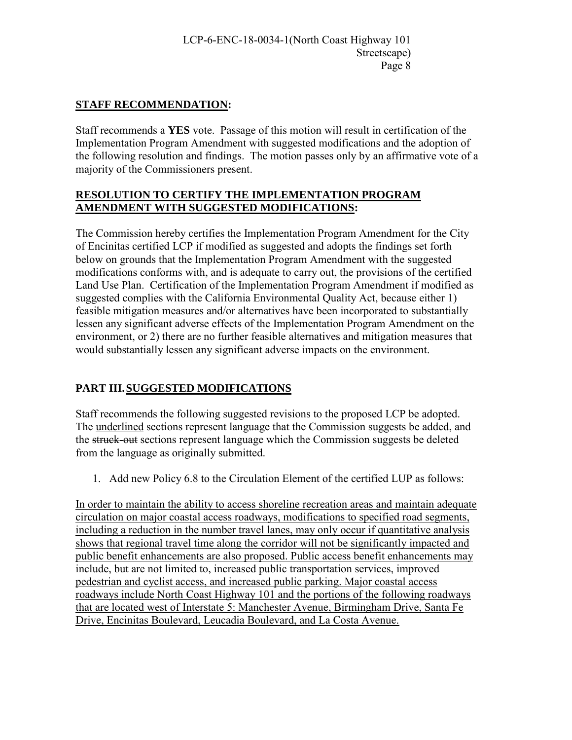**STAFF RECOMMENDATION:**

Staff recommends a **YES** vote. Passage of this motion will result in certification of the Implementation Program Amendment with suggested modifications and the adoption of the following resolution and findings. The motion passes only by an affirmative vote of a majority of the Commissioners present.

**RESOLUTION TO CERTIFY THE IMPLEMENTATION PROGRAM AMENDMENT WITH SUGGESTED MODIFICATIONS:**

The Commission hereby certifies the Implementation Program Amendment for the City of Encinitas certified LCP if modified as suggested and adopts the findings set forth below on grounds that the Implementation Program Amendment with the suggested modifications conforms with, and is adequate to carry out, the provisions of the certified Land Use Plan. Certification of the Implementation Program Amendment if modified as suggested complies with the California Environmental Quality Act, because either 1) feasible mitigation measures and/or alternatives have been incorporated to substantially lessen any significant adverse effects of the Implementation Program Amendment on the environment, or 2) there are no further feasible alternatives and mitigation measures that would substantially lessen any significant adverse impacts on the environment.

## PART III. SUGGESTED MODIFICATIONS

Staff recommends the following suggested revisions to the proposed LCP be adopted. The <u>underlined</u> sections represent language that the Commission suggests be added, and the ~~struck-out~~ sections represent language which the Commission suggests be deleted from the language as originally submitted.

1. Add new Policy 6.8 to the Circulation Element of the certified LUP as follows:

<u>In order to maintain the ability to access shoreline recreation areas and maintain adequate circulation on major coastal access roadways, modifications to specified road segments, including a reduction in the number travel lanes, may only occur if quantitative analysis shows that regional travel time along the corridor will not be significantly impacted and public benefit enhancements are also proposed. Public access benefit enhancements may include, but are not limited to, increased public transportation services, improved pedestrian and cyclist access, and increased public parking. Major coastal access roadways include North Coast Highway 101 and the portions of the following roadways that are located west of Interstate 5: Manchester Avenue, Birmingham Drive, Santa Fe Drive, Encinitas Boulevard, Leucadia Boulevard, and La Costa Avenue.</u>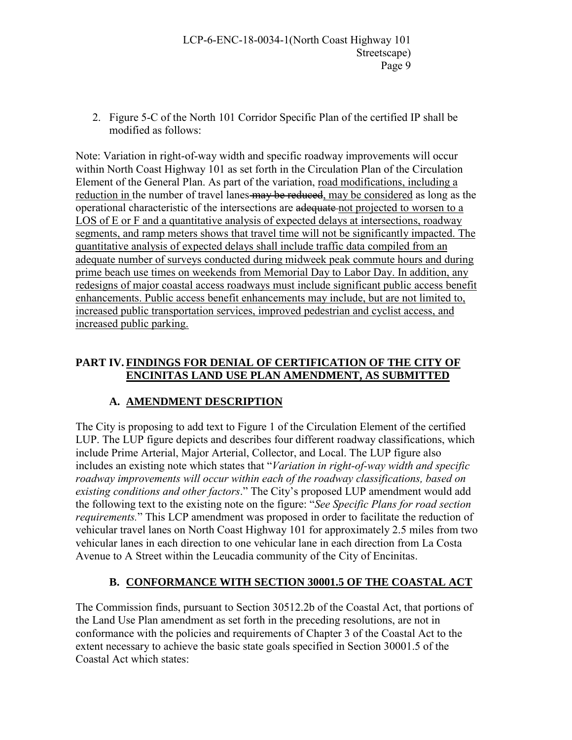2. Figure 5-C of the North 101 Corridor Specific Plan of the certified IP shall be modified as follows:

Note: Variation in right-of-way width and specific roadway improvements will occur within North Coast Highway 101 as set forth in the Circulation Plan of the Circulation Element of the General Plan. As part of the variation, <u>road modifications, including a reduction in</u> the number of travel lanes ~~may be reduced~~, <u>may be considered</u> as long as the operational characteristic of the intersections are ~~adequate~~ <u>not projected to worsen to a LOS of E or F and a quantitative analysis of expected delays at intersections, roadway segments, and ramp meters shows that travel time will not be significantly impacted. The quantitative analysis of expected delays shall include traffic data compiled from an adequate number of surveys conducted during midweek peak commute hours and during prime beach use times on weekends from Memorial Day to Labor Day. In addition, any redesigns of major coastal access roadways must include significant public access benefit enhancements. Public access benefit enhancements may include, but are not limited to, increased public transportation services, improved pedestrian and cyclist access, and increased public parking.</u>

## PART IV. FINDINGS FOR DENIAL OF CERTIFICATION OF THE CITY OF ENCINITAS LAND USE PLAN AMENDMENT, AS SUBMITTED

### A. AMENDMENT DESCRIPTION

The City is proposing to add text to Figure 1 of the Circulation Element of the certified LUP. The LUP figure depicts and describes four different roadway classifications, which include Prime Arterial, Major Arterial, Collector, and Local. The LUP figure also includes an existing note which states that "*Variation in right-of-way width and specific roadway improvements will occur within each of the roadway classifications, based on existing conditions and other factors*." The City's proposed LUP amendment would add the following text to the existing note on the figure: "*See Specific Plans for road section requirements.*" This LCP amendment was proposed in order to facilitate the reduction of vehicular travel lanes on North Coast Highway 101 for approximately 2.5 miles from two vehicular lanes in each direction to one vehicular lane in each direction from La Costa Avenue to A Street within the Leucadia community of the City of Encinitas.

### B. CONFORMANCE WITH SECTION 30001.5 OF THE COASTAL ACT

The Commission finds, pursuant to Section 30512.2b of the Coastal Act, that portions of the Land Use Plan amendment as set forth in the preceding resolutions, are not in conformance with the policies and requirements of Chapter 3 of the Coastal Act to the extent necessary to achieve the basic state goals specified in Section 30001.5 of the Coastal Act which states: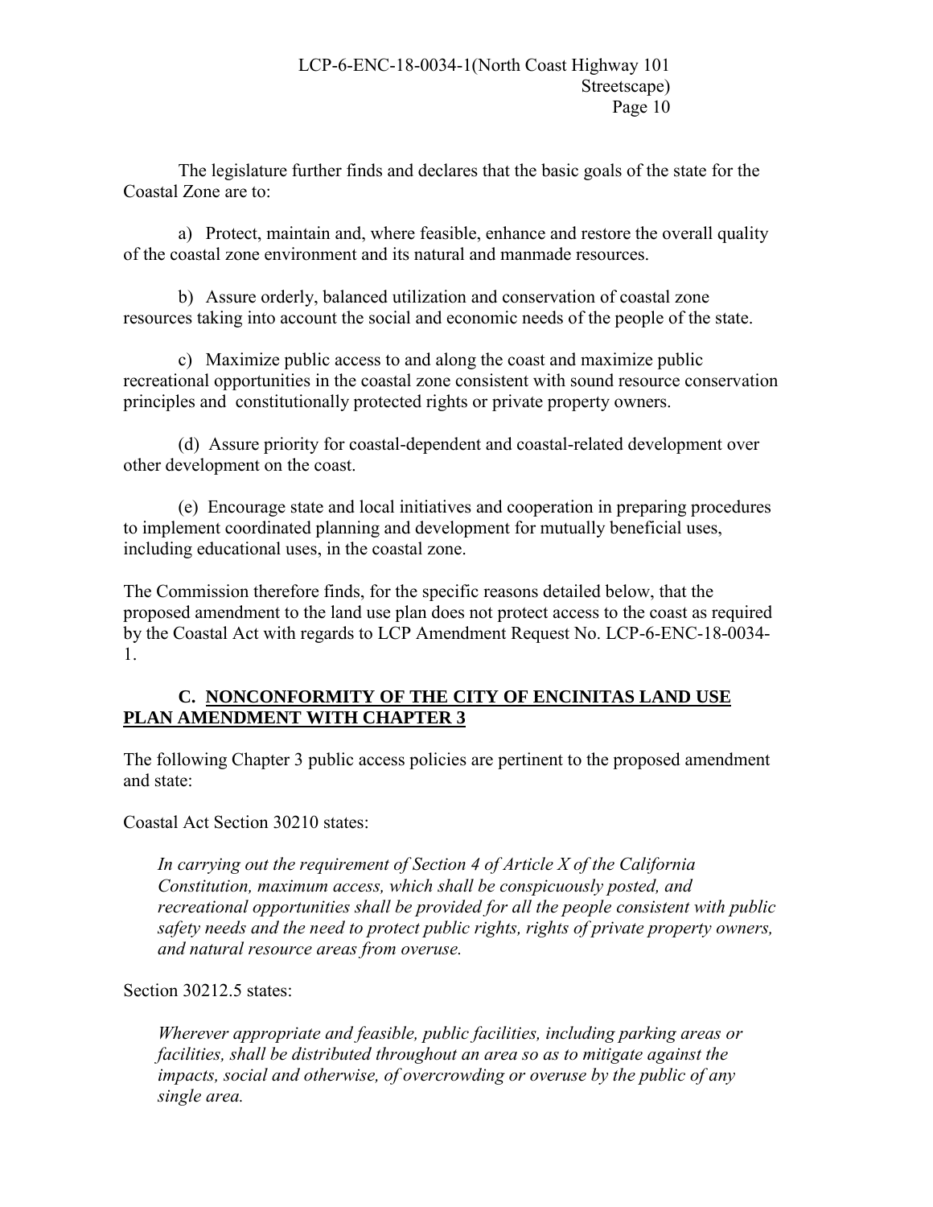The legislature further finds and declares that the basic goals of the state for the Coastal Zone are to:

a) Protect, maintain and, where feasible, enhance and restore the overall quality of the coastal zone environment and its natural and manmade resources.

b) Assure orderly, balanced utilization and conservation of coastal zone resources taking into account the social and economic needs of the people of the state.

c) Maximize public access to and along the coast and maximize public recreational opportunities in the coastal zone consistent with sound resource conservation principles and constitutionally protected rights or private property owners.

(d) Assure priority for coastal-dependent and coastal-related development over other development on the coast.

(e) Encourage state and local initiatives and cooperation in preparing procedures to implement coordinated planning and development for mutually beneficial uses, including educational uses, in the coastal zone.

The Commission therefore finds, for the specific reasons detailed below, that the proposed amendment to the land use plan does not protect access to the coast as required by the Coastal Act with regards to LCP Amendment Request No. LCP-6-ENC-18-0034-1.

## C. NONCONFORMITY OF THE CITY OF ENCINITAS LAND USE PLAN AMENDMENT WITH CHAPTER 3

The following Chapter 3 public access policies are pertinent to the proposed amendment and state:

Coastal Act Section 30210 states:

> *In carrying out the requirement of Section 4 of Article X of the California Constitution, maximum access, which shall be conspicuously posted, and recreational opportunities shall be provided for all the people consistent with public safety needs and the need to protect public rights, rights of private property owners, and natural resource areas from overuse.*

Section 30212.5 states:

> *Wherever appropriate and feasible, public facilities, including parking areas or facilities, shall be distributed throughout an area so as to mitigate against the impacts, social and otherwise, of overcrowding or overuse by the public of any single area.*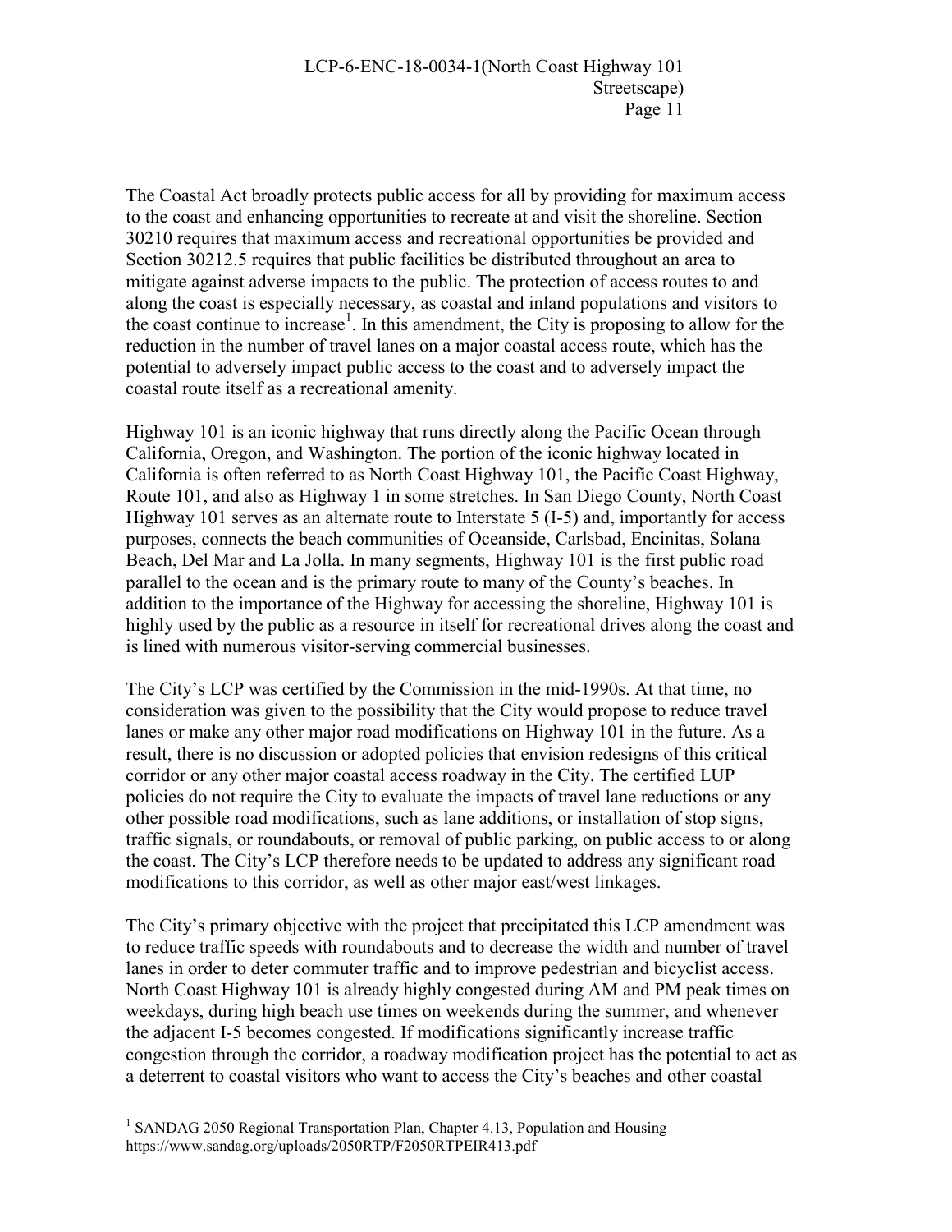The Coastal Act broadly protects public access for all by providing for maximum access to the coast and enhancing opportunities to recreate at and visit the shoreline. Section 30210 requires that maximum access and recreational opportunities be provided and Section 30212.5 requires that public facilities be distributed throughout an area to mitigate against adverse impacts to the public. The protection of access routes to and along the coast is especially necessary, as coastal and inland populations and visitors to the coast continue to increase[1]. In this amendment, the City is proposing to allow for the reduction in the number of travel lanes on a major coastal access route, which has the potential to adversely impact public access to the coast and to adversely impact the coastal route itself as a recreational amenity.

Highway 101 is an iconic highway that runs directly along the Pacific Ocean through California, Oregon, and Washington. The portion of the iconic highway located in California is often referred to as North Coast Highway 101, the Pacific Coast Highway, Route 101, and also as Highway 1 in some stretches. In San Diego County, North Coast Highway 101 serves as an alternate route to Interstate 5 (I-5) and, importantly for access purposes, connects the beach communities of Oceanside, Carlsbad, Encinitas, Solana Beach, Del Mar and La Jolla. In many segments, Highway 101 is the first public road parallel to the ocean and is the primary route to many of the County's beaches. In addition to the importance of the Highway for accessing the shoreline, Highway 101 is highly used by the public as a resource in itself for recreational drives along the coast and is lined with numerous visitor-serving commercial businesses.

The City's LCP was certified by the Commission in the mid-1990s. At that time, no consideration was given to the possibility that the City would propose to reduce travel lanes or make any other major road modifications on Highway 101 in the future. As a result, there is no discussion or adopted policies that envision redesigns of this critical corridor or any other major coastal access roadway in the City. The certified LUP policies do not require the City to evaluate the impacts of travel lane reductions or any other possible road modifications, such as lane additions, or installation of stop signs, traffic signals, or roundabouts, or removal of public parking, on public access to or along the coast. The City's LCP therefore needs to be updated to address any significant road modifications to this corridor, as well as other major east/west linkages.

The City's primary objective with the project that precipitated this LCP amendment was to reduce traffic speeds with roundabouts and to decrease the width and number of travel lanes in order to deter commuter traffic and to improve pedestrian and bicyclist access. North Coast Highway 101 is already highly congested during AM and PM peak times on weekdays, during high beach use times on weekends during the summer, and whenever the adjacent I-5 becomes congested. If modifications significantly increase traffic congestion through the corridor, a roadway modification project has the potential to act as a deterrent to coastal visitors who want to access the City's beaches and other coastal

---

[1] SANDAG 2050 Regional Transportation Plan, Chapter 4.13, Population and Housing https://www.sandag.org/uploads/2050RTP/F2050RTPEIR413.pdf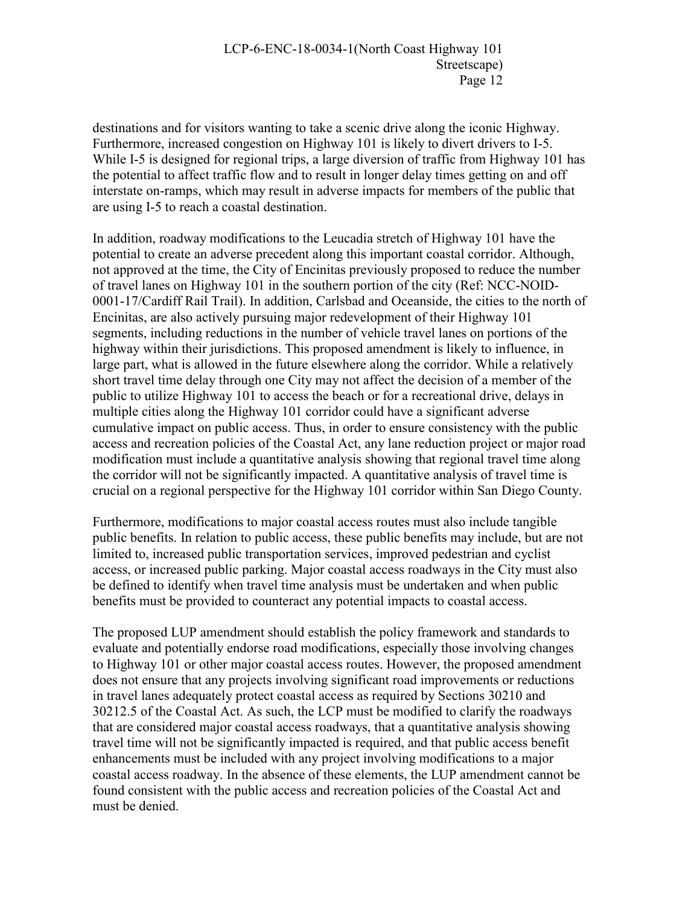destinations and for visitors wanting to take a scenic drive along the iconic Highway. Furthermore, increased congestion on Highway 101 is likely to divert drivers to I-5. While I-5 is designed for regional trips, a large diversion of traffic from Highway 101 has the potential to affect traffic flow and to result in longer delay times getting on and off interstate on-ramps, which may result in adverse impacts for members of the public that are using I-5 to reach a coastal destination.

In addition, roadway modifications to the Leucadia stretch of Highway 101 have the potential to create an adverse precedent along this important coastal corridor. Although, not approved at the time, the City of Encinitas previously proposed to reduce the number of travel lanes on Highway 101 in the southern portion of the city (Ref: NCC-NOID-0001-17/Cardiff Rail Trail). In addition, Carlsbad and Oceanside, the cities to the north of Encinitas, are also actively pursuing major redevelopment of their Highway 101 segments, including reductions in the number of vehicle travel lanes on portions of the highway within their jurisdictions. This proposed amendment is likely to influence, in large part, what is allowed in the future elsewhere along the corridor. While a relatively short travel time delay through one City may not affect the decision of a member of the public to utilize Highway 101 to access the beach or for a recreational drive, delays in multiple cities along the Highway 101 corridor could have a significant adverse cumulative impact on public access. Thus, in order to ensure consistency with the public access and recreation policies of the Coastal Act, any lane reduction project or major road modification must include a quantitative analysis showing that regional travel time along the corridor will not be significantly impacted. A quantitative analysis of travel time is crucial on a regional perspective for the Highway 101 corridor within San Diego County.

Furthermore, modifications to major coastal access routes must also include tangible public benefits. In relation to public access, these public benefits may include, but are not limited to, increased public transportation services, improved pedestrian and cyclist access, or increased public parking. Major coastal access roadways in the City must also be defined to identify when travel time analysis must be undertaken and when public benefits must be provided to counteract any potential impacts to coastal access.

The proposed LUP amendment should establish the policy framework and standards to evaluate and potentially endorse road modifications, especially those involving changes to Highway 101 or other major coastal access routes. However, the proposed amendment does not ensure that any projects involving significant road improvements or reductions in travel lanes adequately protect coastal access as required by Sections 30210 and 30212.5 of the Coastal Act. As such, the LCP must be modified to clarify the roadways that are considered major coastal access roadways, that a quantitative analysis showing travel time will not be significantly impacted is required, and that public access benefit enhancements must be included with any project involving modifications to a major coastal access roadway. In the absence of these elements, the LUP amendment cannot be found consistent with the public access and recreation policies of the Coastal Act and must be denied.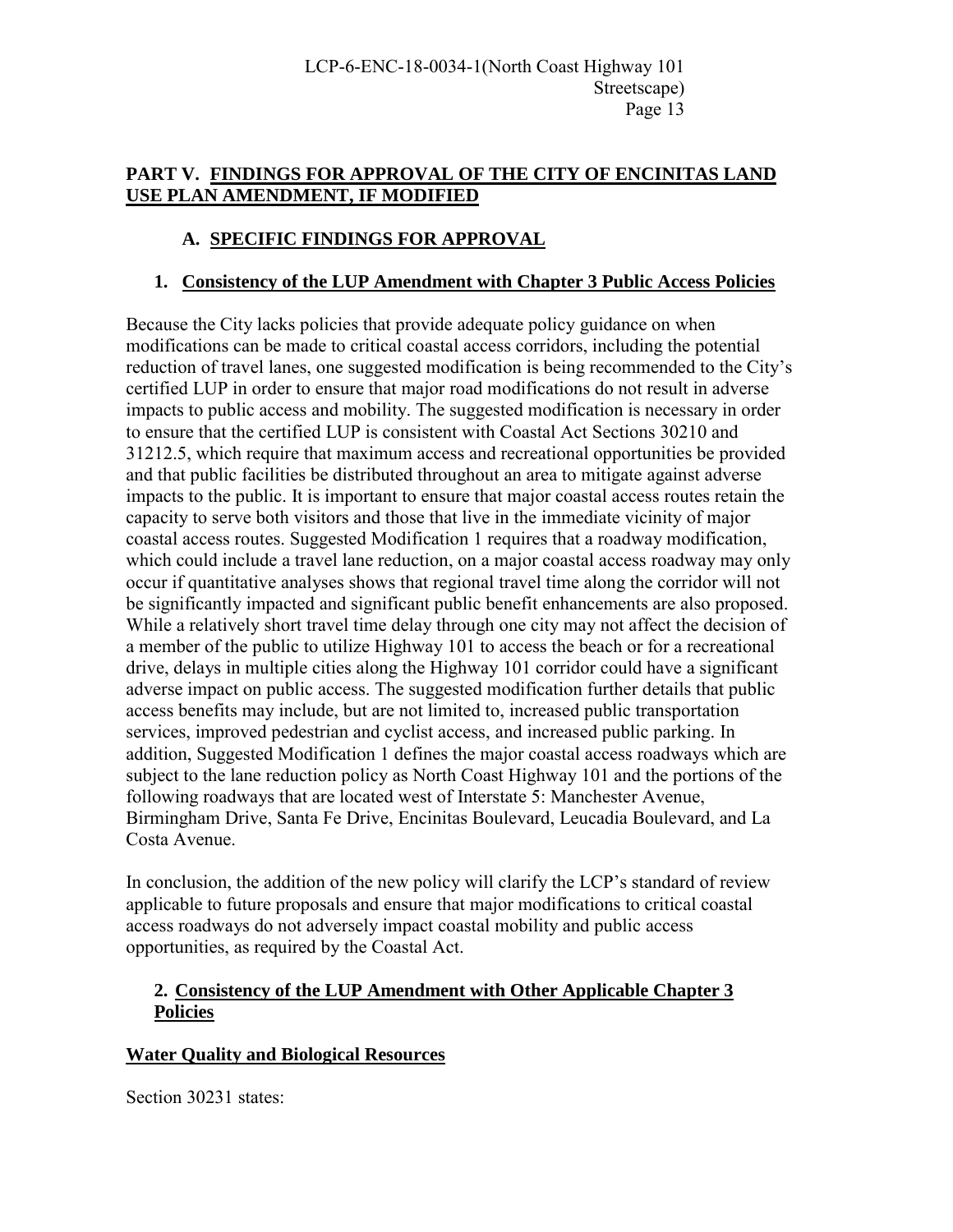## PART V. FINDINGS FOR APPROVAL OF THE CITY OF ENCINITAS LAND USE PLAN AMENDMENT, IF MODIFIED

### A. SPECIFIC FINDINGS FOR APPROVAL

#### 1. Consistency of the LUP Amendment with Chapter 3 Public Access Policies

Because the City lacks policies that provide adequate policy guidance on when modifications can be made to critical coastal access corridors, including the potential reduction of travel lanes, one suggested modification is being recommended to the City's certified LUP in order to ensure that major road modifications do not result in adverse impacts to public access and mobility. The suggested modification is necessary in order to ensure that the certified LUP is consistent with Coastal Act Sections 30210 and 31212.5, which require that maximum access and recreational opportunities be provided and that public facilities be distributed throughout an area to mitigate against adverse impacts to the public. It is important to ensure that major coastal access routes retain the capacity to serve both visitors and those that live in the immediate vicinity of major coastal access routes. Suggested Modification 1 requires that a roadway modification, which could include a travel lane reduction, on a major coastal access roadway may only occur if quantitative analyses shows that regional travel time along the corridor will not be significantly impacted and significant public benefit enhancements are also proposed. While a relatively short travel time delay through one city may not affect the decision of a member of the public to utilize Highway 101 to access the beach or for a recreational drive, delays in multiple cities along the Highway 101 corridor could have a significant adverse impact on public access. The suggested modification further details that public access benefits may include, but are not limited to, increased public transportation services, improved pedestrian and cyclist access, and increased public parking. In addition, Suggested Modification 1 defines the major coastal access roadways which are subject to the lane reduction policy as North Coast Highway 101 and the portions of the following roadways that are located west of Interstate 5: Manchester Avenue, Birmingham Drive, Santa Fe Drive, Encinitas Boulevard, Leucadia Boulevard, and La Costa Avenue.

In conclusion, the addition of the new policy will clarify the LCP's standard of review applicable to future proposals and ensure that major modifications to critical coastal access roadways do not adversely impact coastal mobility and public access opportunities, as required by the Coastal Act.

#### 2. Consistency of the LUP Amendment with Other Applicable Chapter 3 Policies

**Water Quality and Biological Resources**

Section 30231 states: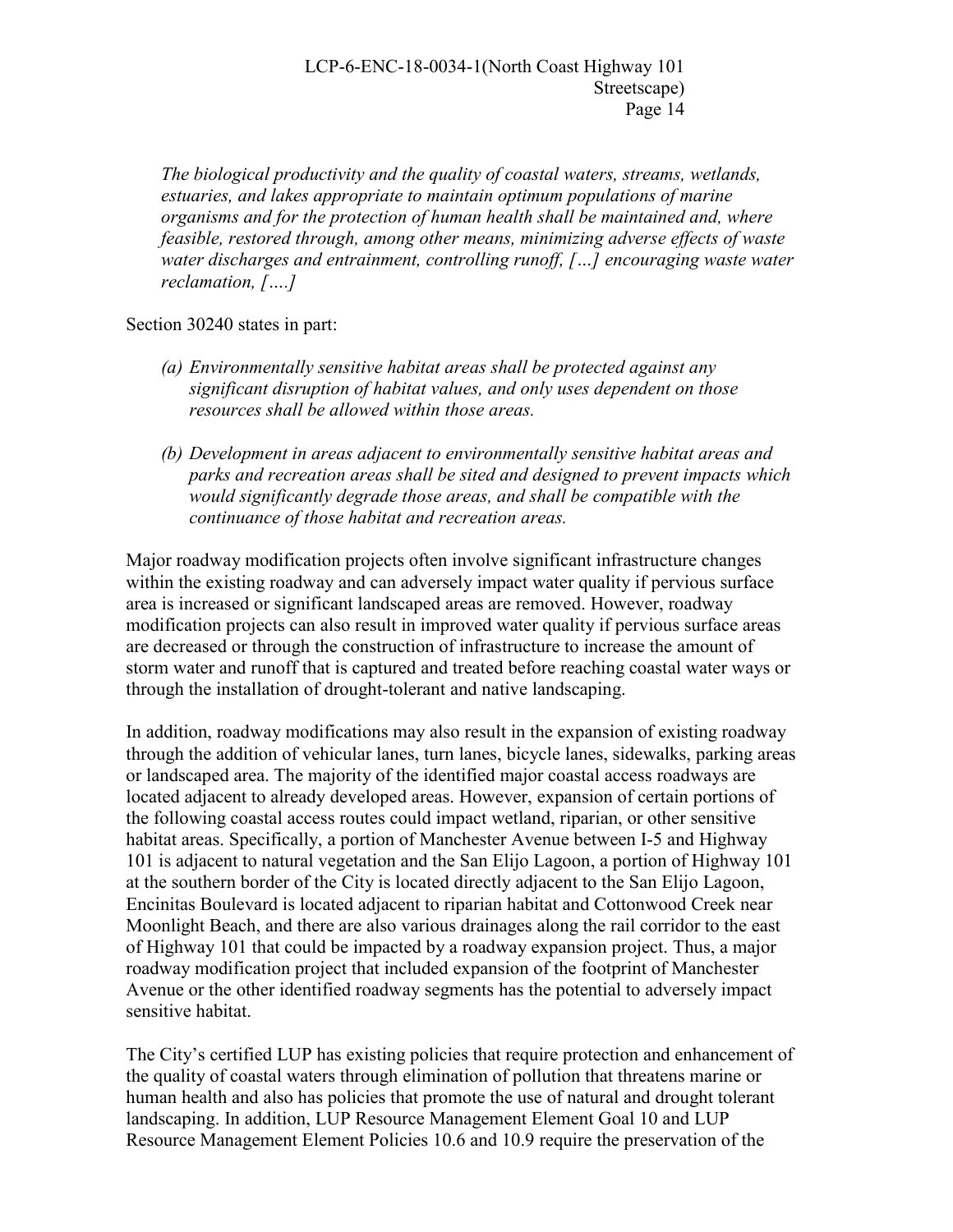*The biological productivity and the quality of coastal waters, streams, wetlands, estuaries, and lakes appropriate to maintain optimum populations of marine organisms and for the protection of human health shall be maintained and, where feasible, restored through, among other means, minimizing adverse effects of waste water discharges and entrainment, controlling runoff, […] encouraging waste water reclamation, [….]*

Section 30240 states in part:

*(a) Environmentally sensitive habitat areas shall be protected against any significant disruption of habitat values, and only uses dependent on those resources shall be allowed within those areas.*

*(b) Development in areas adjacent to environmentally sensitive habitat areas and parks and recreation areas shall be sited and designed to prevent impacts which would significantly degrade those areas, and shall be compatible with the continuance of those habitat and recreation areas.*

Major roadway modification projects often involve significant infrastructure changes within the existing roadway and can adversely impact water quality if pervious surface area is increased or significant landscaped areas are removed. However, roadway modification projects can also result in improved water quality if pervious surface areas are decreased or through the construction of infrastructure to increase the amount of storm water and runoff that is captured and treated before reaching coastal water ways or through the installation of drought-tolerant and native landscaping.

In addition, roadway modifications may also result in the expansion of existing roadway through the addition of vehicular lanes, turn lanes, bicycle lanes, sidewalks, parking areas or landscaped area. The majority of the identified major coastal access roadways are located adjacent to already developed areas. However, expansion of certain portions of the following coastal access routes could impact wetland, riparian, or other sensitive habitat areas. Specifically, a portion of Manchester Avenue between I-5 and Highway 101 is adjacent to natural vegetation and the San Elijo Lagoon, a portion of Highway 101 at the southern border of the City is located directly adjacent to the San Elijo Lagoon, Encinitas Boulevard is located adjacent to riparian habitat and Cottonwood Creek near Moonlight Beach, and there are also various drainages along the rail corridor to the east of Highway 101 that could be impacted by a roadway expansion project. Thus, a major roadway modification project that included expansion of the footprint of Manchester Avenue or the other identified roadway segments has the potential to adversely impact sensitive habitat.

The City's certified LUP has existing policies that require protection and enhancement of the quality of coastal waters through elimination of pollution that threatens marine or human health and also has policies that promote the use of natural and drought tolerant landscaping. In addition, LUP Resource Management Element Goal 10 and LUP Resource Management Element Policies 10.6 and 10.9 require the preservation of the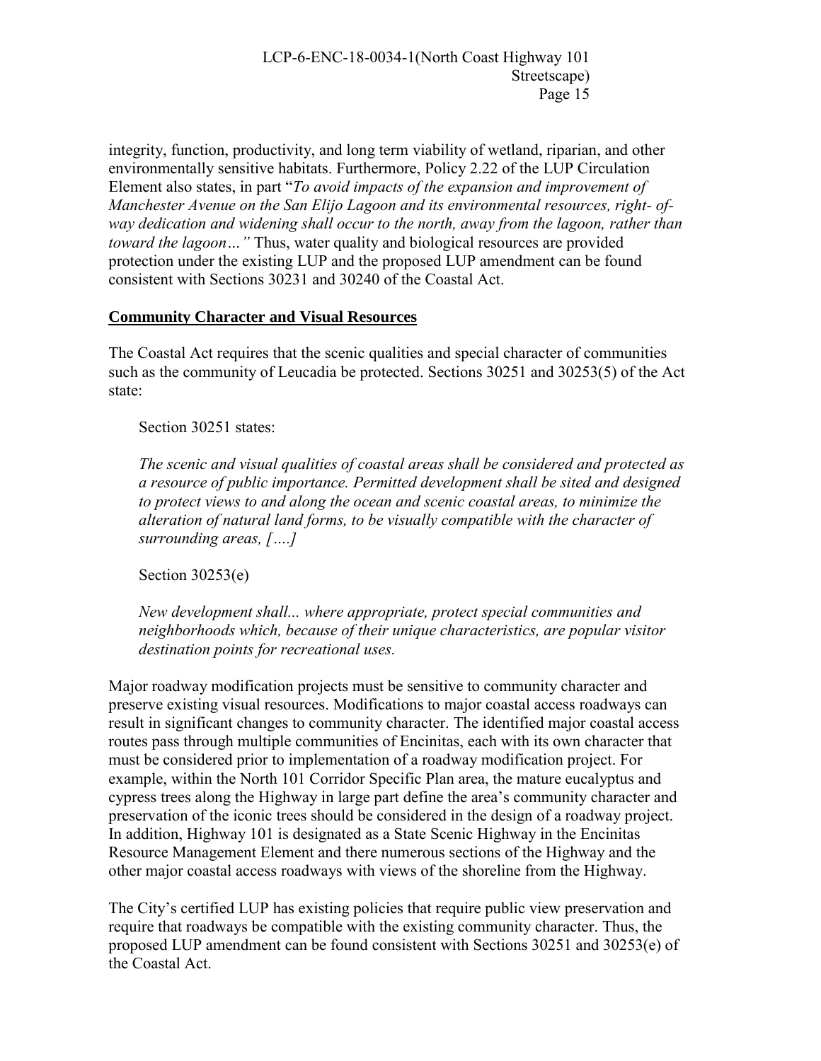integrity, function, productivity, and long term viability of wetland, riparian, and other environmentally sensitive habitats. Furthermore, Policy 2.22 of the LUP Circulation Element also states, in part "*To avoid impacts of the expansion and improvement of Manchester Avenue on the San Elijo Lagoon and its environmental resources, right- of-way dedication and widening shall occur to the north, away from the lagoon, rather than toward the lagoon…"* Thus, water quality and biological resources are provided protection under the existing LUP and the proposed LUP amendment can be found consistent with Sections 30231 and 30240 of the Coastal Act.

**Community Character and Visual Resources**

The Coastal Act requires that the scenic qualities and special character of communities such as the community of Leucadia be protected. Sections 30251 and 30253(5) of the Act state:

Section 30251 states:

*The scenic and visual qualities of coastal areas shall be considered and protected as a resource of public importance. Permitted development shall be sited and designed to protect views to and along the ocean and scenic coastal areas, to minimize the alteration of natural land forms, to be visually compatible with the character of surrounding areas, [….]*

Section 30253(e)

*New development shall... where appropriate, protect special communities and neighborhoods which, because of their unique characteristics, are popular visitor destination points for recreational uses.*

Major roadway modification projects must be sensitive to community character and preserve existing visual resources. Modifications to major coastal access roadways can result in significant changes to community character. The identified major coastal access routes pass through multiple communities of Encinitas, each with its own character that must be considered prior to implementation of a roadway modification project. For example, within the North 101 Corridor Specific Plan area, the mature eucalyptus and cypress trees along the Highway in large part define the area's community character and preservation of the iconic trees should be considered in the design of a roadway project. In addition, Highway 101 is designated as a State Scenic Highway in the Encinitas Resource Management Element and there numerous sections of the Highway and the other major coastal access roadways with views of the shoreline from the Highway.

The City's certified LUP has existing policies that require public view preservation and require that roadways be compatible with the existing community character. Thus, the proposed LUP amendment can be found consistent with Sections 30251 and 30253(e) of the Coastal Act.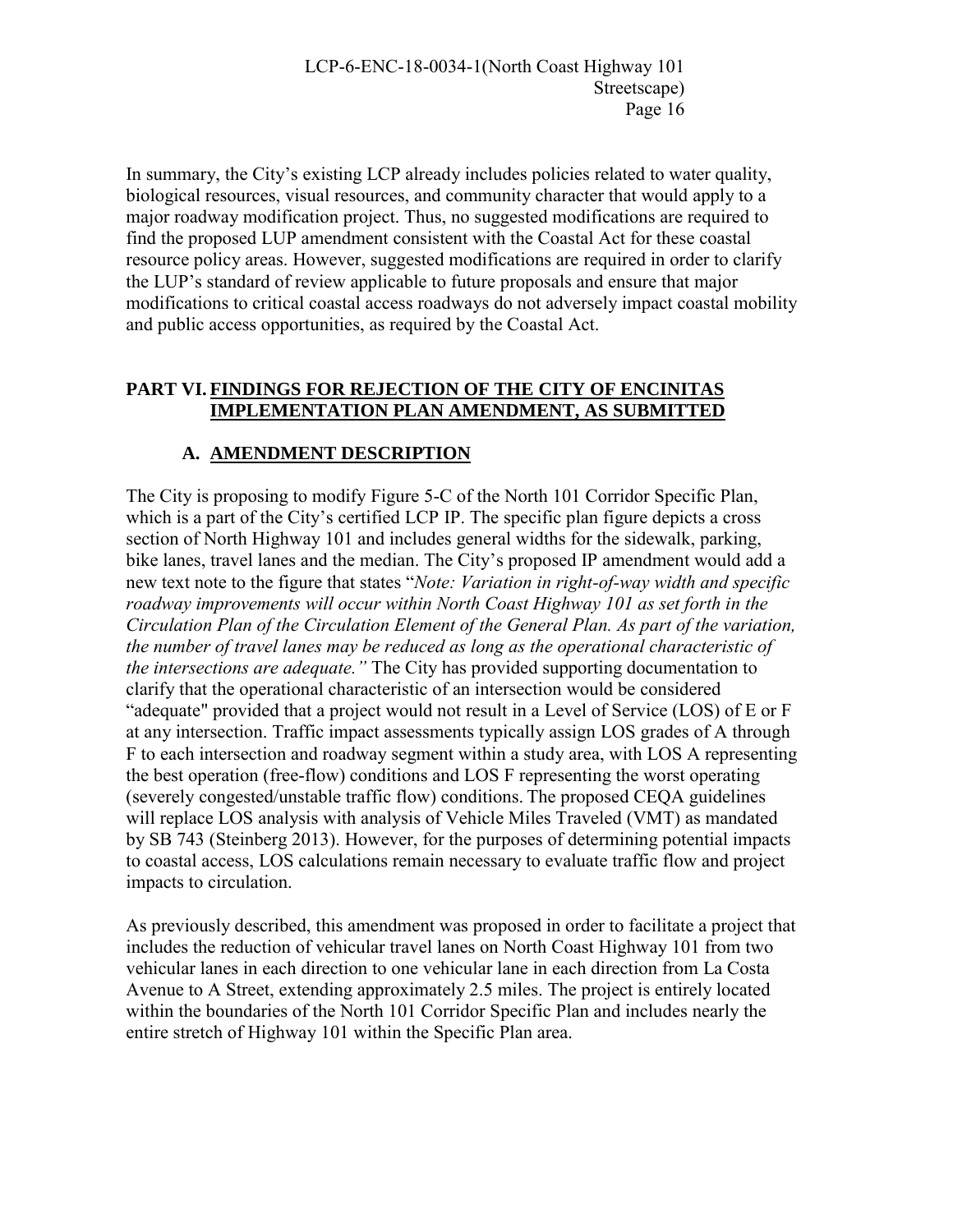In summary, the City's existing LCP already includes policies related to water quality, biological resources, visual resources, and community character that would apply to a major roadway modification project. Thus, no suggested modifications are required to find the proposed LUP amendment consistent with the Coastal Act for these coastal resource policy areas. However, suggested modifications are required in order to clarify the LUP's standard of review applicable to future proposals and ensure that major modifications to critical coastal access roadways do not adversely impact coastal mobility and public access opportunities, as required by the Coastal Act.

## PART VI. FINDINGS FOR REJECTION OF THE CITY OF ENCINITAS IMPLEMENTATION PLAN AMENDMENT, AS SUBMITTED

### A. AMENDMENT DESCRIPTION

The City is proposing to modify Figure 5-C of the North 101 Corridor Specific Plan, which is a part of the City's certified LCP IP. The specific plan figure depicts a cross section of North Highway 101 and includes general widths for the sidewalk, parking, bike lanes, travel lanes and the median. The City's proposed IP amendment would add a new text note to the figure that states "*Note: Variation in right-of-way width and specific roadway improvements will occur within North Coast Highway 101 as set forth in the Circulation Plan of the Circulation Element of the General Plan. As part of the variation, the number of travel lanes may be reduced as long as the operational characteristic of the intersections are adequate.*" The City has provided supporting documentation to clarify that the operational characteristic of an intersection would be considered "adequate" provided that a project would not result in a Level of Service (LOS) of E or F at any intersection. Traffic impact assessments typically assign LOS grades of A through F to each intersection and roadway segment within a study area, with LOS A representing the best operation (free-flow) conditions and LOS F representing the worst operating (severely congested/unstable traffic flow) conditions. The proposed CEQA guidelines will replace LOS analysis with analysis of Vehicle Miles Traveled (VMT) as mandated by SB 743 (Steinberg 2013). However, for the purposes of determining potential impacts to coastal access, LOS calculations remain necessary to evaluate traffic flow and project impacts to circulation.

As previously described, this amendment was proposed in order to facilitate a project that includes the reduction of vehicular travel lanes on North Coast Highway 101 from two vehicular lanes in each direction to one vehicular lane in each direction from La Costa Avenue to A Street, extending approximately 2.5 miles. The project is entirely located within the boundaries of the North 101 Corridor Specific Plan and includes nearly the entire stretch of Highway 101 within the Specific Plan area.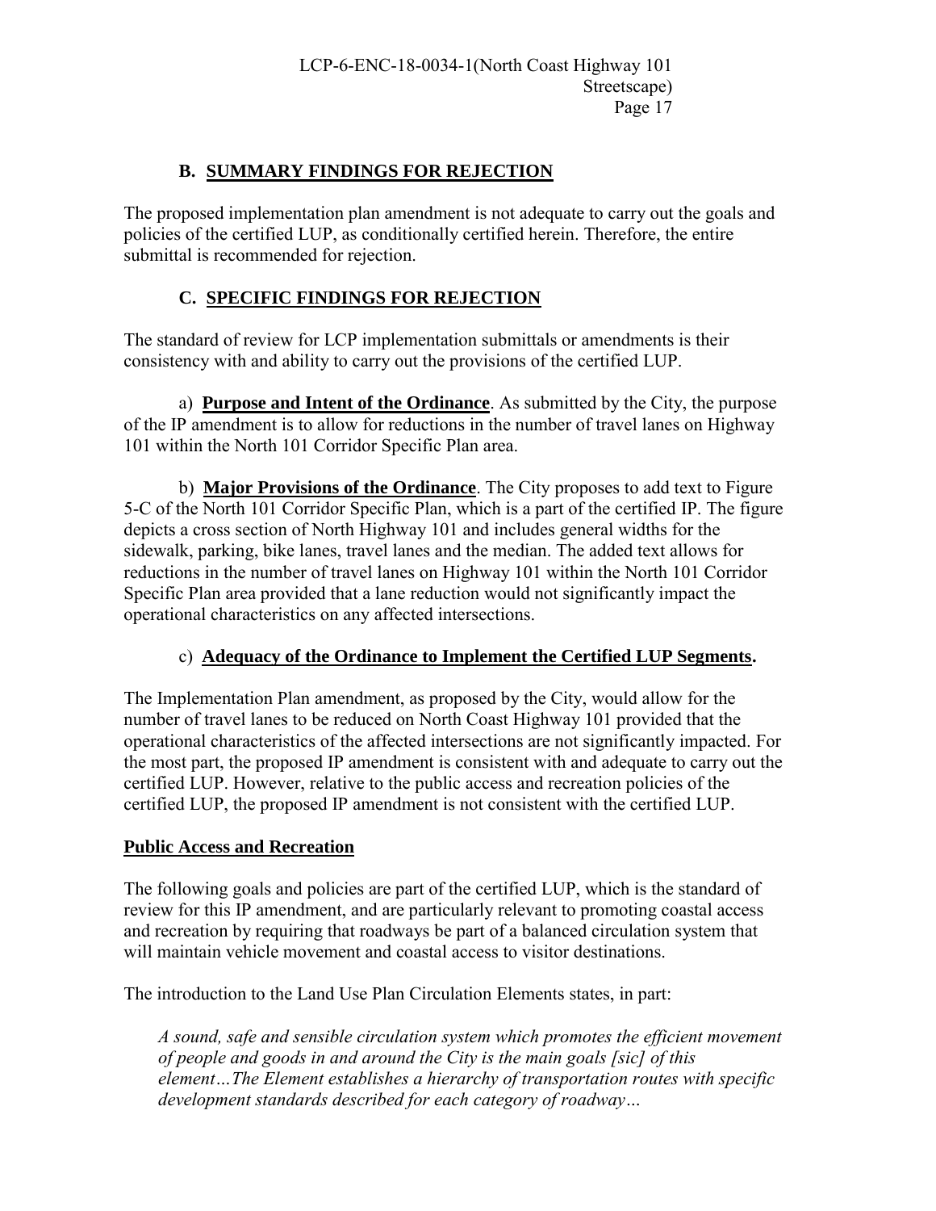## B. SUMMARY FINDINGS FOR REJECTION

The proposed implementation plan amendment is not adequate to carry out the goals and policies of the certified LUP, as conditionally certified herein. Therefore, the entire submittal is recommended for rejection.

## C. SPECIFIC FINDINGS FOR REJECTION

The standard of review for LCP implementation submittals or amendments is their consistency with and ability to carry out the provisions of the certified LUP.

a) **Purpose and Intent of the Ordinance**. As submitted by the City, the purpose of the IP amendment is to allow for reductions in the number of travel lanes on Highway 101 within the North 101 Corridor Specific Plan area.

b) **Major Provisions of the Ordinance**. The City proposes to add text to Figure 5-C of the North 101 Corridor Specific Plan, which is a part of the certified IP. The figure depicts a cross section of North Highway 101 and includes general widths for the sidewalk, parking, bike lanes, travel lanes and the median. The added text allows for reductions in the number of travel lanes on Highway 101 within the North 101 Corridor Specific Plan area provided that a lane reduction would not significantly impact the operational characteristics on any affected intersections.

c) **Adequacy of the Ordinance to Implement the Certified LUP Segments.**

The Implementation Plan amendment, as proposed by the City, would allow for the number of travel lanes to be reduced on North Coast Highway 101 provided that the operational characteristics of the affected intersections are not significantly impacted. For the most part, the proposed IP amendment is consistent with and adequate to carry out the certified LUP. However, relative to the public access and recreation policies of the certified LUP, the proposed IP amendment is not consistent with the certified LUP.

**Public Access and Recreation**

The following goals and policies are part of the certified LUP, which is the standard of review for this IP amendment, and are particularly relevant to promoting coastal access and recreation by requiring that roadways be part of a balanced circulation system that will maintain vehicle movement and coastal access to visitor destinations.

The introduction to the Land Use Plan Circulation Elements states, in part:

> *A sound, safe and sensible circulation system which promotes the efficient movement of people and goods in and around the City is the main goals [sic] of this element…The Element establishes a hierarchy of transportation routes with specific development standards described for each category of roadway…*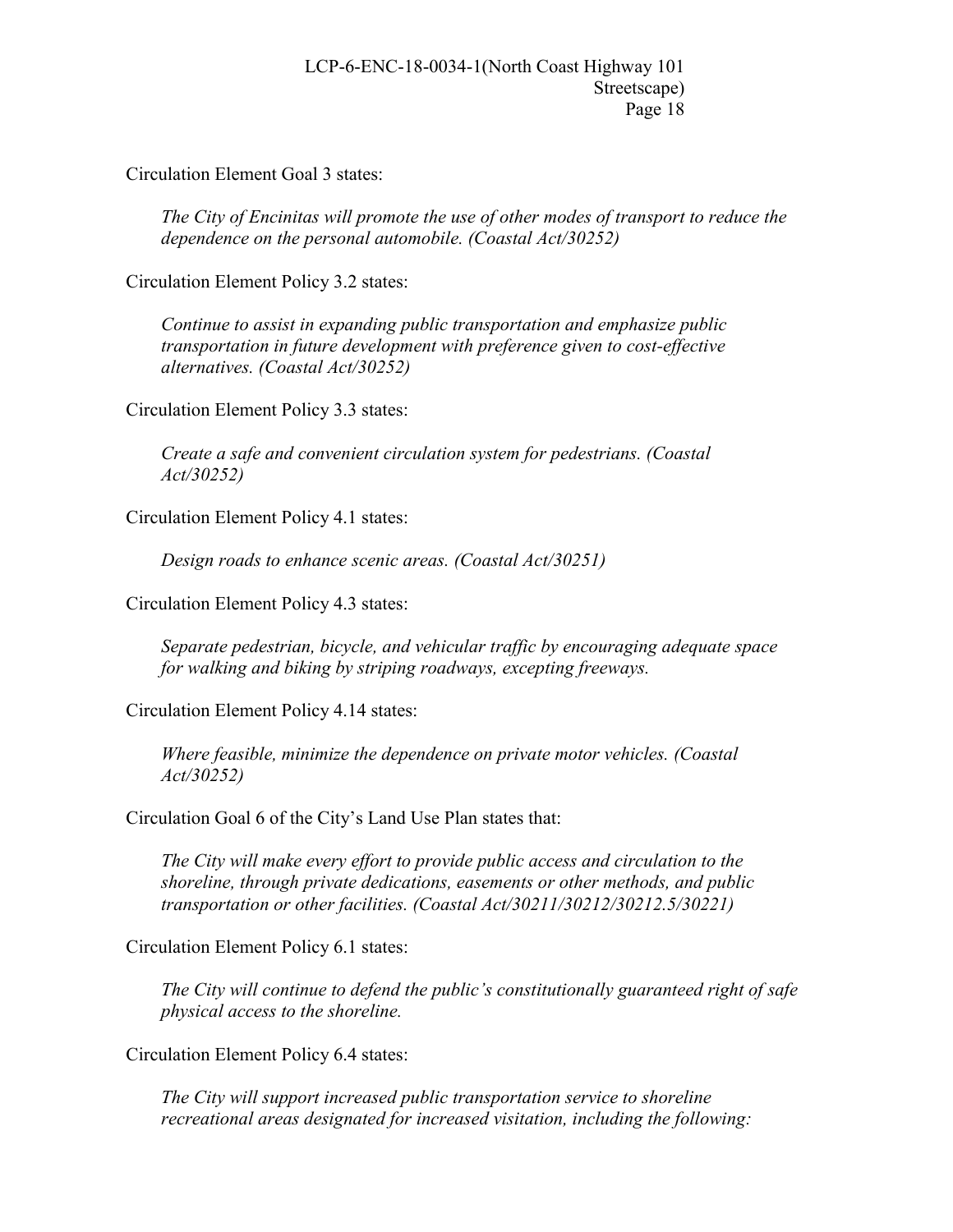Circulation Element Goal 3 states:

> *The City of Encinitas will promote the use of other modes of transport to reduce the dependence on the personal automobile. (Coastal Act/30252)*

Circulation Element Policy 3.2 states:

> *Continue to assist in expanding public transportation and emphasize public transportation in future development with preference given to cost-effective alternatives. (Coastal Act/30252)*

Circulation Element Policy 3.3 states:

> *Create a safe and convenient circulation system for pedestrians. (Coastal Act/30252)*

Circulation Element Policy 4.1 states:

> *Design roads to enhance scenic areas. (Coastal Act/30251)*

Circulation Element Policy 4.3 states:

> *Separate pedestrian, bicycle, and vehicular traffic by encouraging adequate space for walking and biking by striping roadways, excepting freeways.*

Circulation Element Policy 4.14 states:

> *Where feasible, minimize the dependence on private motor vehicles. (Coastal Act/30252)*

Circulation Goal 6 of the City's Land Use Plan states that:

> *The City will make every effort to provide public access and circulation to the shoreline, through private dedications, easements or other methods, and public transportation or other facilities. (Coastal Act/30211/30212/30212.5/30221)*

Circulation Element Policy 6.1 states:

> *The City will continue to defend the public's constitutionally guaranteed right of safe physical access to the shoreline.*

Circulation Element Policy 6.4 states:

> *The City will support increased public transportation service to shoreline recreational areas designated for increased visitation, including the following:*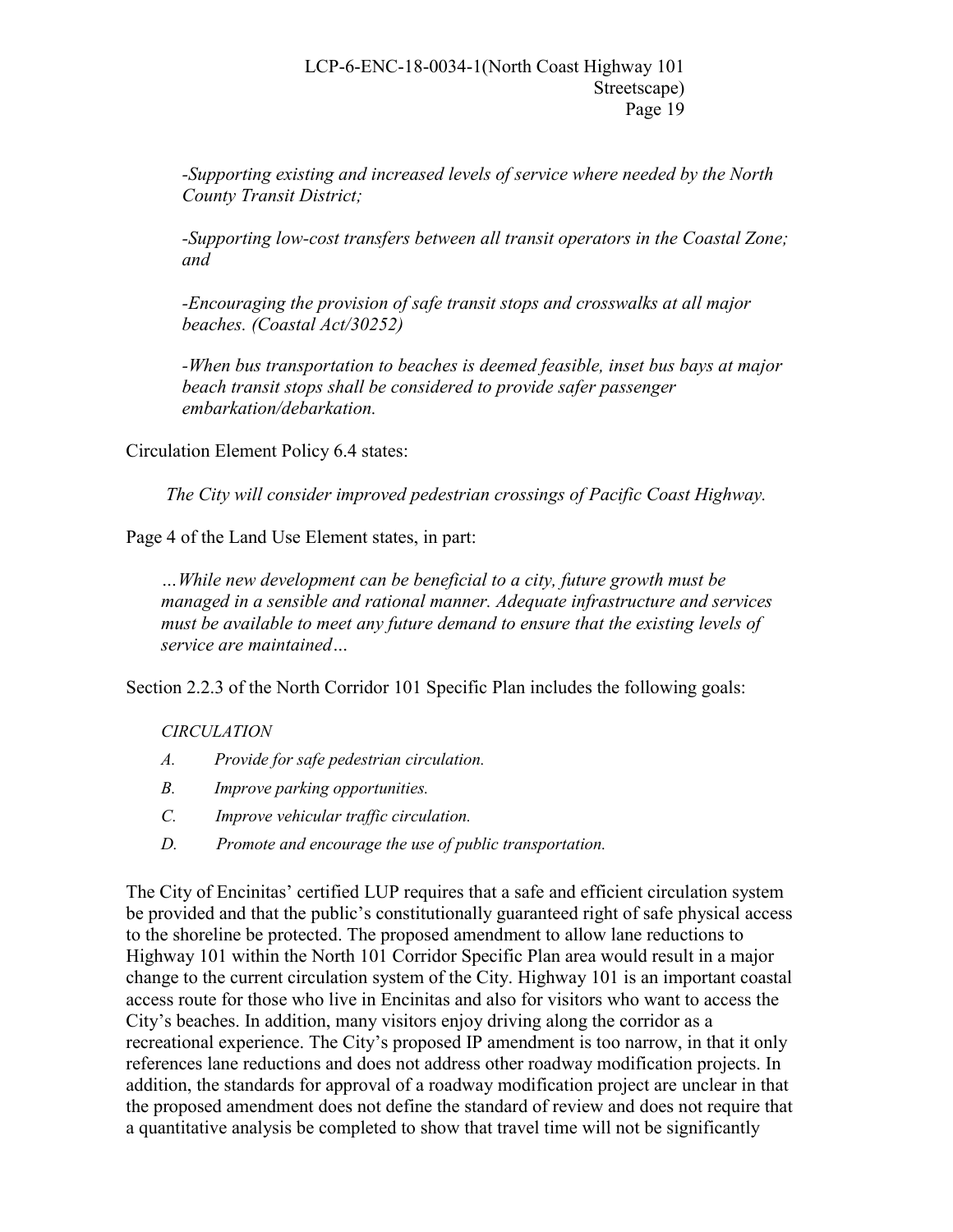*-Supporting existing and increased levels of service where needed by the North County Transit District;*

*-Supporting low-cost transfers between all transit operators in the Coastal Zone; and*

*-Encouraging the provision of safe transit stops and crosswalks at all major beaches. (Coastal Act/30252)*

*-When bus transportation to beaches is deemed feasible, inset bus bays at major beach transit stops shall be considered to provide safer passenger embarkation/debarkation.*

Circulation Element Policy 6.4 states:

> *The City will consider improved pedestrian crossings of Pacific Coast Highway.*

Page 4 of the Land Use Element states, in part:

> *…While new development can be beneficial to a city, future growth must be managed in a sensible and rational manner. Adequate infrastructure and services must be available to meet any future demand to ensure that the existing levels of service are maintained…*

Section 2.2.3 of the North Corridor 101 Specific Plan includes the following goals:

*CIRCULATION*

*A. Provide for safe pedestrian circulation.*

*B. Improve parking opportunities.*

*C. Improve vehicular traffic circulation.*

*D. Promote and encourage the use of public transportation.*

The City of Encinitas' certified LUP requires that a safe and efficient circulation system be provided and that the public's constitutionally guaranteed right of safe physical access to the shoreline be protected. The proposed amendment to allow lane reductions to Highway 101 within the North 101 Corridor Specific Plan area would result in a major change to the current circulation system of the City. Highway 101 is an important coastal access route for those who live in Encinitas and also for visitors who want to access the City's beaches. In addition, many visitors enjoy driving along the corridor as a recreational experience. The City's proposed IP amendment is too narrow, in that it only references lane reductions and does not address other roadway modification projects. In addition, the standards for approval of a roadway modification project are unclear in that the proposed amendment does not define the standard of review and does not require that a quantitative analysis be completed to show that travel time will not be significantly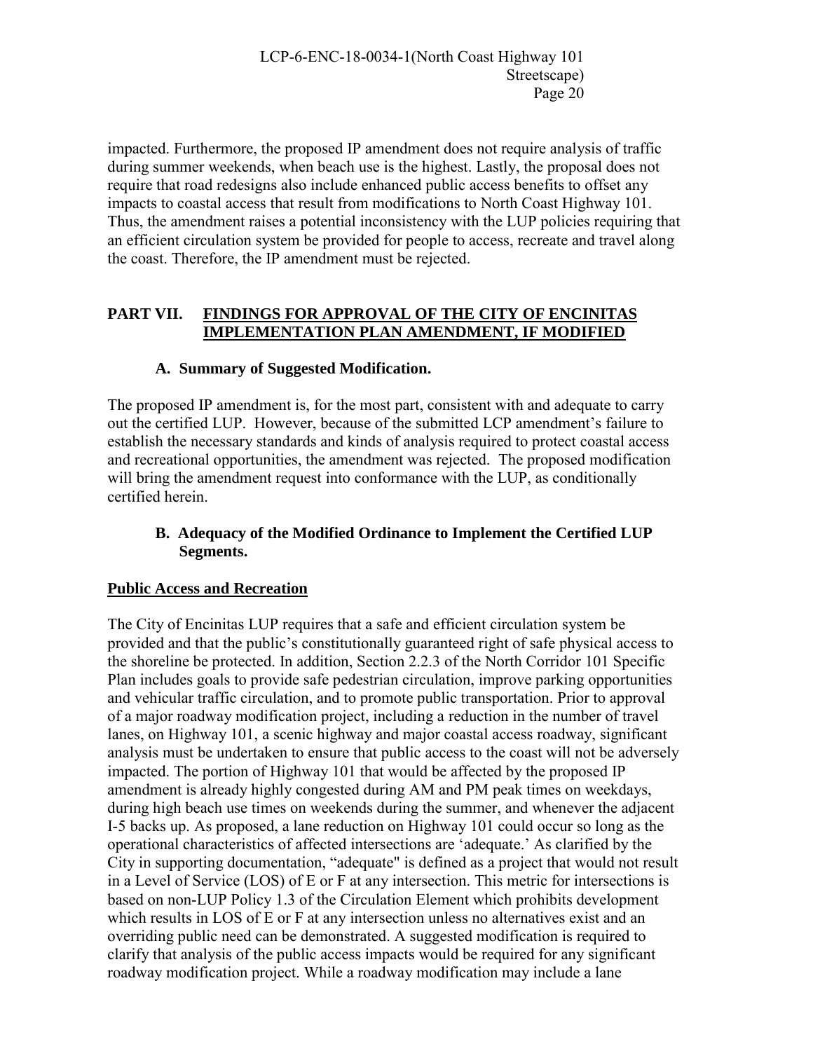impacted. Furthermore, the proposed IP amendment does not require analysis of traffic during summer weekends, when beach use is the highest. Lastly, the proposal does not require that road redesigns also include enhanced public access benefits to offset any impacts to coastal access that result from modifications to North Coast Highway 101. Thus, the amendment raises a potential inconsistency with the LUP policies requiring that an efficient circulation system be provided for people to access, recreate and travel along the coast. Therefore, the IP amendment must be rejected.

## PART VII. FINDINGS FOR APPROVAL OF THE CITY OF ENCINITAS IMPLEMENTATION PLAN AMENDMENT, IF MODIFIED

### A. Summary of Suggested Modification.

The proposed IP amendment is, for the most part, consistent with and adequate to carry out the certified LUP. However, because of the submitted LCP amendment's failure to establish the necessary standards and kinds of analysis required to protect coastal access and recreational opportunities, the amendment was rejected. The proposed modification will bring the amendment request into conformance with the LUP, as conditionally certified herein.

### B. Adequacy of the Modified Ordinance to Implement the Certified LUP Segments.

**Public Access and Recreation**

The City of Encinitas LUP requires that a safe and efficient circulation system be provided and that the public's constitutionally guaranteed right of safe physical access to the shoreline be protected. In addition, Section 2.2.3 of the North Corridor 101 Specific Plan includes goals to provide safe pedestrian circulation, improve parking opportunities and vehicular traffic circulation, and to promote public transportation. Prior to approval of a major roadway modification project, including a reduction in the number of travel lanes, on Highway 101, a scenic highway and major coastal access roadway, significant analysis must be undertaken to ensure that public access to the coast will not be adversely impacted. The portion of Highway 101 that would be affected by the proposed IP amendment is already highly congested during AM and PM peak times on weekdays, during high beach use times on weekends during the summer, and whenever the adjacent I-5 backs up. As proposed, a lane reduction on Highway 101 could occur so long as the operational characteristics of affected intersections are 'adequate.' As clarified by the City in supporting documentation, "adequate" is defined as a project that would not result in a Level of Service (LOS) of E or F at any intersection. This metric for intersections is based on non-LUP Policy 1.3 of the Circulation Element which prohibits development which results in LOS of E or F at any intersection unless no alternatives exist and an overriding public need can be demonstrated. A suggested modification is required to clarify that analysis of the public access impacts would be required for any significant roadway modification project. While a roadway modification may include a lane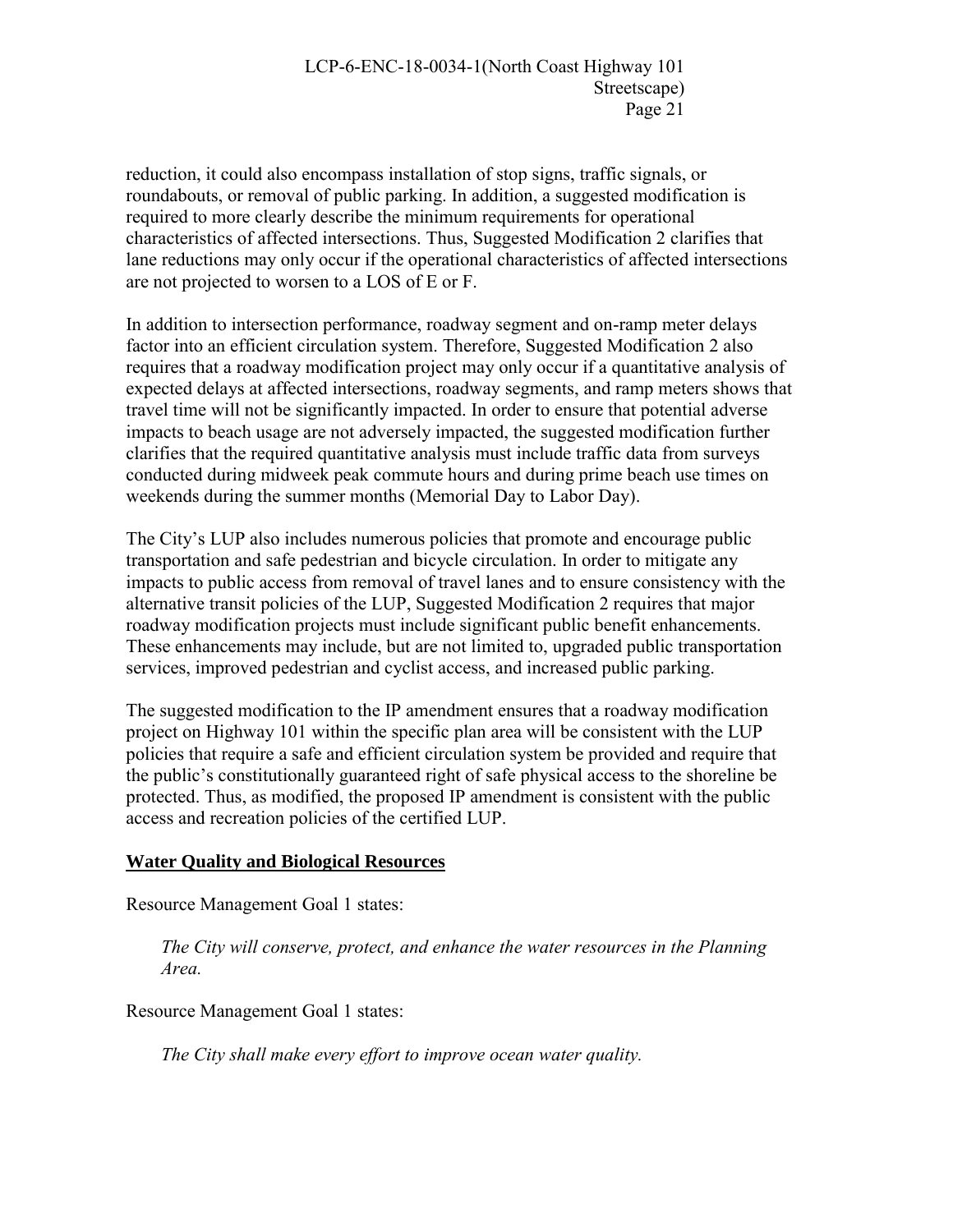reduction, it could also encompass installation of stop signs, traffic signals, or roundabouts, or removal of public parking. In addition, a suggested modification is required to more clearly describe the minimum requirements for operational characteristics of affected intersections. Thus, Suggested Modification 2 clarifies that lane reductions may only occur if the operational characteristics of affected intersections are not projected to worsen to a LOS of E or F.

In addition to intersection performance, roadway segment and on-ramp meter delays factor into an efficient circulation system. Therefore, Suggested Modification 2 also requires that a roadway modification project may only occur if a quantitative analysis of expected delays at affected intersections, roadway segments, and ramp meters shows that travel time will not be significantly impacted. In order to ensure that potential adverse impacts to beach usage are not adversely impacted, the suggested modification further clarifies that the required quantitative analysis must include traffic data from surveys conducted during midweek peak commute hours and during prime beach use times on weekends during the summer months (Memorial Day to Labor Day).

The City's LUP also includes numerous policies that promote and encourage public transportation and safe pedestrian and bicycle circulation. In order to mitigate any impacts to public access from removal of travel lanes and to ensure consistency with the alternative transit policies of the LUP, Suggested Modification 2 requires that major roadway modification projects must include significant public benefit enhancements. These enhancements may include, but are not limited to, upgraded public transportation services, improved pedestrian and cyclist access, and increased public parking.

The suggested modification to the IP amendment ensures that a roadway modification project on Highway 101 within the specific plan area will be consistent with the LUP policies that require a safe and efficient circulation system be provided and require that the public's constitutionally guaranteed right of safe physical access to the shoreline be protected. Thus, as modified, the proposed IP amendment is consistent with the public access and recreation policies of the certified LUP.

**Water Quality and Biological Resources**

Resource Management Goal 1 states:

> *The City will conserve, protect, and enhance the water resources in the Planning Area.*

Resource Management Goal 1 states:

> *The City shall make every effort to improve ocean water quality.*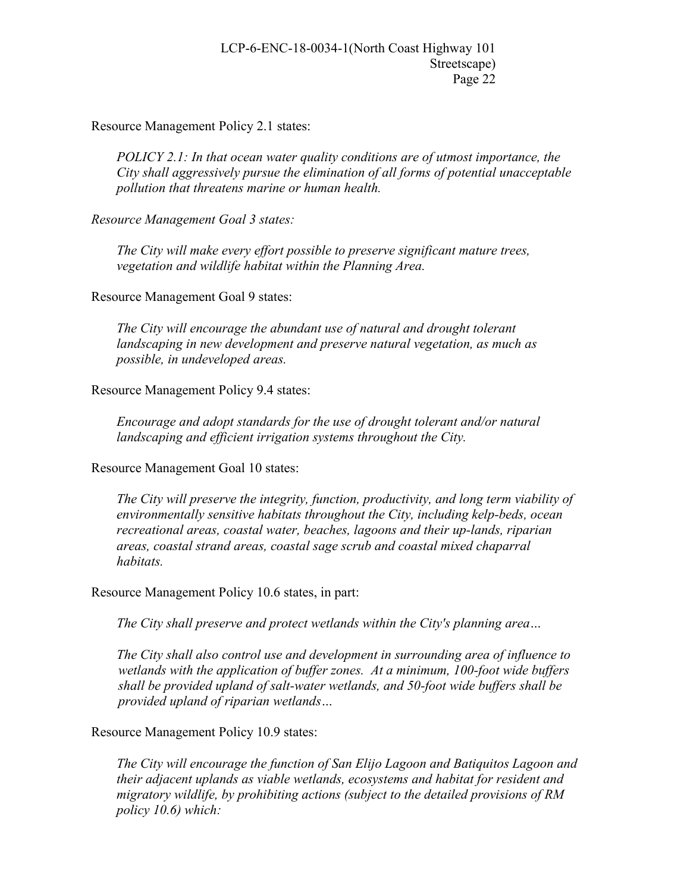Resource Management Policy 2.1 states:

> *POLICY 2.1: In that ocean water quality conditions are of utmost importance, the City shall aggressively pursue the elimination of all forms of potential unacceptable pollution that threatens marine or human health.*

*Resource Management Goal 3 states:*

> *The City will make every effort possible to preserve significant mature trees, vegetation and wildlife habitat within the Planning Area.*

Resource Management Goal 9 states:

> *The City will encourage the abundant use of natural and drought tolerant landscaping in new development and preserve natural vegetation, as much as possible, in undeveloped areas.*

Resource Management Policy 9.4 states:

> *Encourage and adopt standards for the use of drought tolerant and/or natural landscaping and efficient irrigation systems throughout the City.*

Resource Management Goal 10 states:

> *The City will preserve the integrity, function, productivity, and long term viability of environmentally sensitive habitats throughout the City, including kelp-beds, ocean recreational areas, coastal water, beaches, lagoons and their up-lands, riparian areas, coastal strand areas, coastal sage scrub and coastal mixed chaparral habitats.*

Resource Management Policy 10.6 states, in part:

> *The City shall preserve and protect wetlands within the City's planning area…*
>
> *The City shall also control use and development in surrounding area of influence to wetlands with the application of buffer zones. At a minimum, 100-foot wide buffers shall be provided upland of salt-water wetlands, and 50-foot wide buffers shall be provided upland of riparian wetlands…*

Resource Management Policy 10.9 states:

> *The City will encourage the function of San Elijo Lagoon and Batiquitos Lagoon and their adjacent uplands as viable wetlands, ecosystems and habitat for resident and migratory wildlife, by prohibiting actions (subject to the detailed provisions of RM policy 10.6) which:*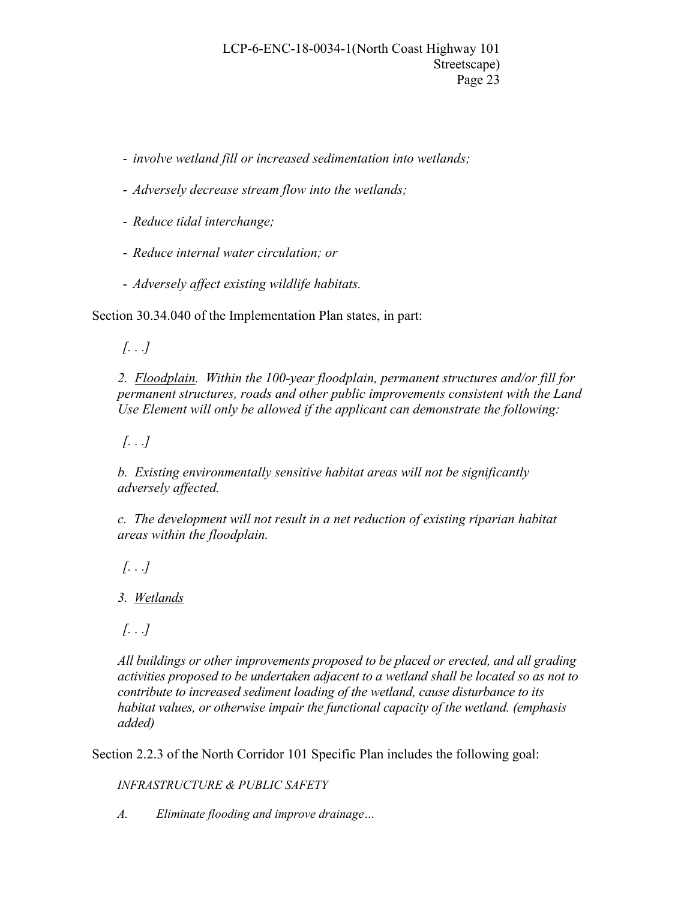- *involve wetland fill or increased sedimentation into wetlands;*

- *Adversely decrease stream flow into the wetlands;*

- *Reduce tidal interchange;*

- *Reduce internal water circulation; or*

- *Adversely affect existing wildlife habitats.*

Section 30.34.040 of the Implementation Plan states, in part:

> *[. . .]*
>
> *2. Floodplain. Within the 100-year floodplain, permanent structures and/or fill for permanent structures, roads and other public improvements consistent with the Land Use Element will only be allowed if the applicant can demonstrate the following:*
>
> *[. . .]*
>
> *b. Existing environmentally sensitive habitat areas will not be significantly adversely affected.*
>
> *c. The development will not result in a net reduction of existing riparian habitat areas within the floodplain.*
>
> *[. . .]*
>
> *3. Wetlands*
>
> *[. . .]*
>
> *All buildings or other improvements proposed to be placed or erected, and all grading activities proposed to be undertaken adjacent to a wetland shall be located so as not to contribute to increased sediment loading of the wetland, cause disturbance to its habitat values, or otherwise impair the functional capacity of the wetland. (emphasis added)*

Section 2.2.3 of the North Corridor 101 Specific Plan includes the following goal:

> *INFRASTRUCTURE & PUBLIC SAFETY*
>
> *A. Eliminate flooding and improve drainage…*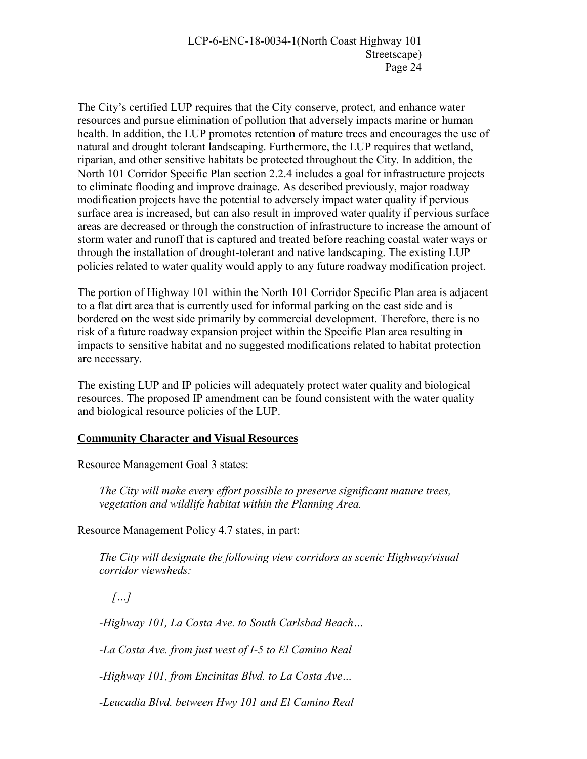The City's certified LUP requires that the City conserve, protect, and enhance water resources and pursue elimination of pollution that adversely impacts marine or human health. In addition, the LUP promotes retention of mature trees and encourages the use of natural and drought tolerant landscaping. Furthermore, the LUP requires that wetland, riparian, and other sensitive habitats be protected throughout the City. In addition, the North 101 Corridor Specific Plan section 2.2.4 includes a goal for infrastructure projects to eliminate flooding and improve drainage. As described previously, major roadway modification projects have the potential to adversely impact water quality if pervious surface area is increased, but can also result in improved water quality if pervious surface areas are decreased or through the construction of infrastructure to increase the amount of storm water and runoff that is captured and treated before reaching coastal water ways or through the installation of drought-tolerant and native landscaping. The existing LUP policies related to water quality would apply to any future roadway modification project.

The portion of Highway 101 within the North 101 Corridor Specific Plan area is adjacent to a flat dirt area that is currently used for informal parking on the east side and is bordered on the west side primarily by commercial development. Therefore, there is no risk of a future roadway expansion project within the Specific Plan area resulting in impacts to sensitive habitat and no suggested modifications related to habitat protection are necessary.

The existing LUP and IP policies will adequately protect water quality and biological resources. The proposed IP amendment can be found consistent with the water quality and biological resource policies of the LUP.

**Community Character and Visual Resources**

Resource Management Goal 3 states:

> *The City will make every effort possible to preserve significant mature trees, vegetation and wildlife habitat within the Planning Area.*

Resource Management Policy 4.7 states, in part:

> *The City will designate the following view corridors as scenic Highway/visual corridor viewsheds:*
>
> *[…]*
>
> *-Highway 101, La Costa Ave. to South Carlsbad Beach…*
>
> *-La Costa Ave. from just west of I-5 to El Camino Real*
>
> *-Highway 101, from Encinitas Blvd. to La Costa Ave…*
>
> *-Leucadia Blvd. between Hwy 101 and El Camino Real*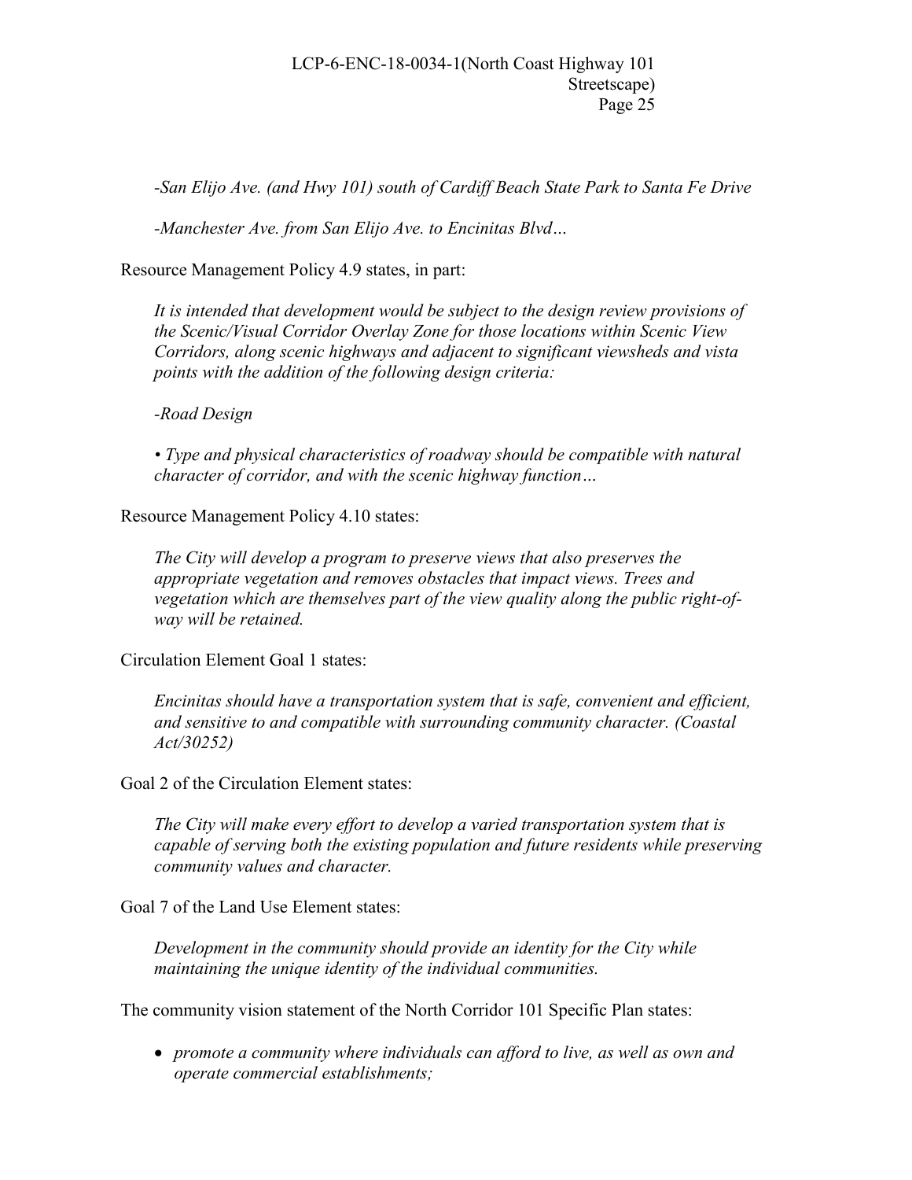*-San Elijo Ave. (and Hwy 101) south of Cardiff Beach State Park to Santa Fe Drive*

*-Manchester Ave. from San Elijo Ave. to Encinitas Blvd…*

Resource Management Policy 4.9 states, in part:

> *It is intended that development would be subject to the design review provisions of the Scenic/Visual Corridor Overlay Zone for those locations within Scenic View Corridors, along scenic highways and adjacent to significant viewsheds and vista points with the addition of the following design criteria:*
>
> *-Road Design*
>
> *• Type and physical characteristics of roadway should be compatible with natural character of corridor, and with the scenic highway function…*

Resource Management Policy 4.10 states:

> *The City will develop a program to preserve views that also preserves the appropriate vegetation and removes obstacles that impact views. Trees and vegetation which are themselves part of the view quality along the public right-of-way will be retained.*

Circulation Element Goal 1 states:

> *Encinitas should have a transportation system that is safe, convenient and efficient, and sensitive to and compatible with surrounding community character. (Coastal Act/30252)*

Goal 2 of the Circulation Element states:

> *The City will make every effort to develop a varied transportation system that is capable of serving both the existing population and future residents while preserving community values and character.*

Goal 7 of the Land Use Element states:

> *Development in the community should provide an identity for the City while maintaining the unique identity of the individual communities.*

The community vision statement of the North Corridor 101 Specific Plan states:

- *promote a community where individuals can afford to live, as well as own and operate commercial establishments;*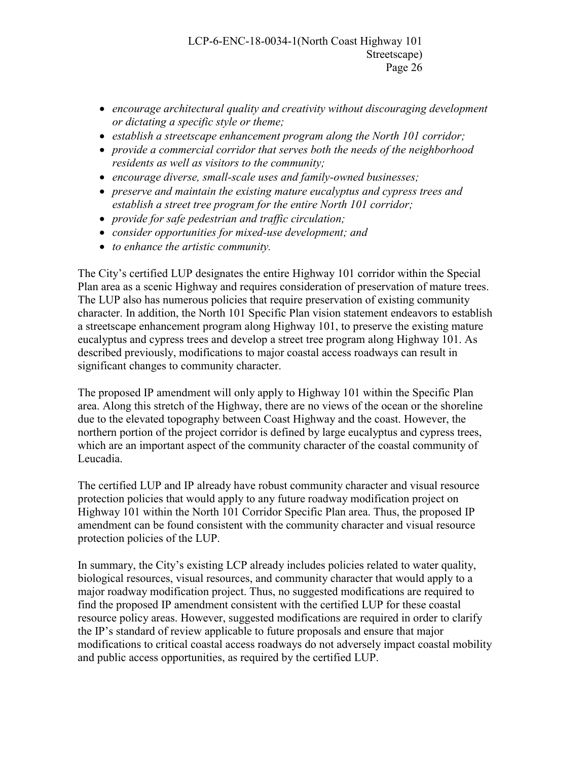- *encourage architectural quality and creativity without discouraging development or dictating a specific style or theme;*
- *establish a streetscape enhancement program along the North 101 corridor;*
- *provide a commercial corridor that serves both the needs of the neighborhood residents as well as visitors to the community;*
- *encourage diverse, small-scale uses and family-owned businesses;*
- *preserve and maintain the existing mature eucalyptus and cypress trees and establish a street tree program for the entire North 101 corridor;*
- *provide for safe pedestrian and traffic circulation;*
- *consider opportunities for mixed-use development; and*
- *to enhance the artistic community.*

The City's certified LUP designates the entire Highway 101 corridor within the Special Plan area as a scenic Highway and requires consideration of preservation of mature trees. The LUP also has numerous policies that require preservation of existing community character. In addition, the North 101 Specific Plan vision statement endeavors to establish a streetscape enhancement program along Highway 101, to preserve the existing mature eucalyptus and cypress trees and develop a street tree program along Highway 101. As described previously, modifications to major coastal access roadways can result in significant changes to community character.

The proposed IP amendment will only apply to Highway 101 within the Specific Plan area. Along this stretch of the Highway, there are no views of the ocean or the shoreline due to the elevated topography between Coast Highway and the coast. However, the northern portion of the project corridor is defined by large eucalyptus and cypress trees, which are an important aspect of the community character of the coastal community of Leucadia.

The certified LUP and IP already have robust community character and visual resource protection policies that would apply to any future roadway modification project on Highway 101 within the North 101 Corridor Specific Plan area. Thus, the proposed IP amendment can be found consistent with the community character and visual resource protection policies of the LUP.

In summary, the City's existing LCP already includes policies related to water quality, biological resources, visual resources, and community character that would apply to a major roadway modification project. Thus, no suggested modifications are required to find the proposed IP amendment consistent with the certified LUP for these coastal resource policy areas. However, suggested modifications are required in order to clarify the IP's standard of review applicable to future proposals and ensure that major modifications to critical coastal access roadways do not adversely impact coastal mobility and public access opportunities, as required by the certified LUP.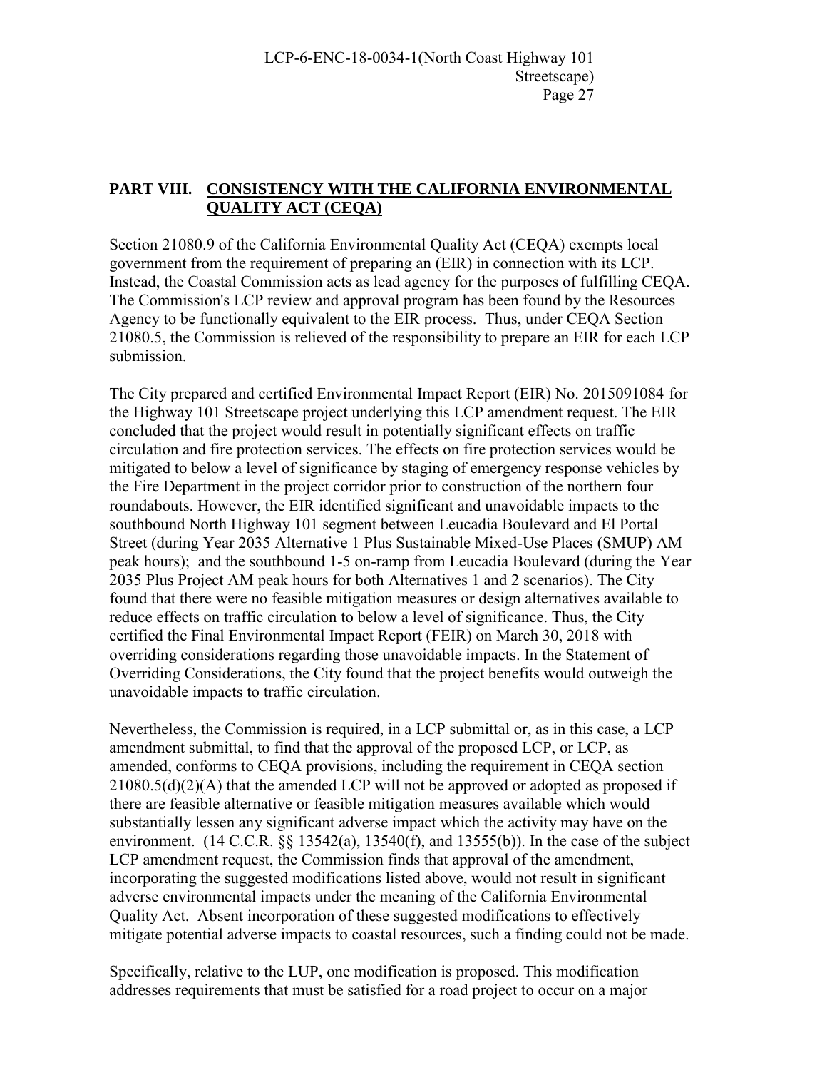## PART VIII. CONSISTENCY WITH THE CALIFORNIA ENVIRONMENTAL QUALITY ACT (CEQA)

Section 21080.9 of the California Environmental Quality Act (CEQA) exempts local government from the requirement of preparing an (EIR) in connection with its LCP. Instead, the Coastal Commission acts as lead agency for the purposes of fulfilling CEQA. The Commission's LCP review and approval program has been found by the Resources Agency to be functionally equivalent to the EIR process. Thus, under CEQA Section 21080.5, the Commission is relieved of the responsibility to prepare an EIR for each LCP submission.

The City prepared and certified Environmental Impact Report (EIR) No. 2015091084 for the Highway 101 Streetscape project underlying this LCP amendment request. The EIR concluded that the project would result in potentially significant effects on traffic circulation and fire protection services. The effects on fire protection services would be mitigated to below a level of significance by staging of emergency response vehicles by the Fire Department in the project corridor prior to construction of the northern four roundabouts. However, the EIR identified significant and unavoidable impacts to the southbound North Highway 101 segment between Leucadia Boulevard and El Portal Street (during Year 2035 Alternative 1 Plus Sustainable Mixed-Use Places (SMUP) AM peak hours); and the southbound 1-5 on-ramp from Leucadia Boulevard (during the Year 2035 Plus Project AM peak hours for both Alternatives 1 and 2 scenarios). The City found that there were no feasible mitigation measures or design alternatives available to reduce effects on traffic circulation to below a level of significance. Thus, the City certified the Final Environmental Impact Report (FEIR) on March 30, 2018 with overriding considerations regarding those unavoidable impacts. In the Statement of Overriding Considerations, the City found that the project benefits would outweigh the unavoidable impacts to traffic circulation.

Nevertheless, the Commission is required, in a LCP submittal or, as in this case, a LCP amendment submittal, to find that the approval of the proposed LCP, or LCP, as amended, conforms to CEQA provisions, including the requirement in CEQA section 21080.5(d)(2)(A) that the amended LCP will not be approved or adopted as proposed if there are feasible alternative or feasible mitigation measures available which would substantially lessen any significant adverse impact which the activity may have on the environment. (14 C.C.R. §§ 13542(a), 13540(f), and 13555(b)). In the case of the subject LCP amendment request, the Commission finds that approval of the amendment, incorporating the suggested modifications listed above, would not result in significant adverse environmental impacts under the meaning of the California Environmental Quality Act. Absent incorporation of these suggested modifications to effectively mitigate potential adverse impacts to coastal resources, such a finding could not be made.

Specifically, relative to the LUP, one modification is proposed. This modification addresses requirements that must be satisfied for a road project to occur on a major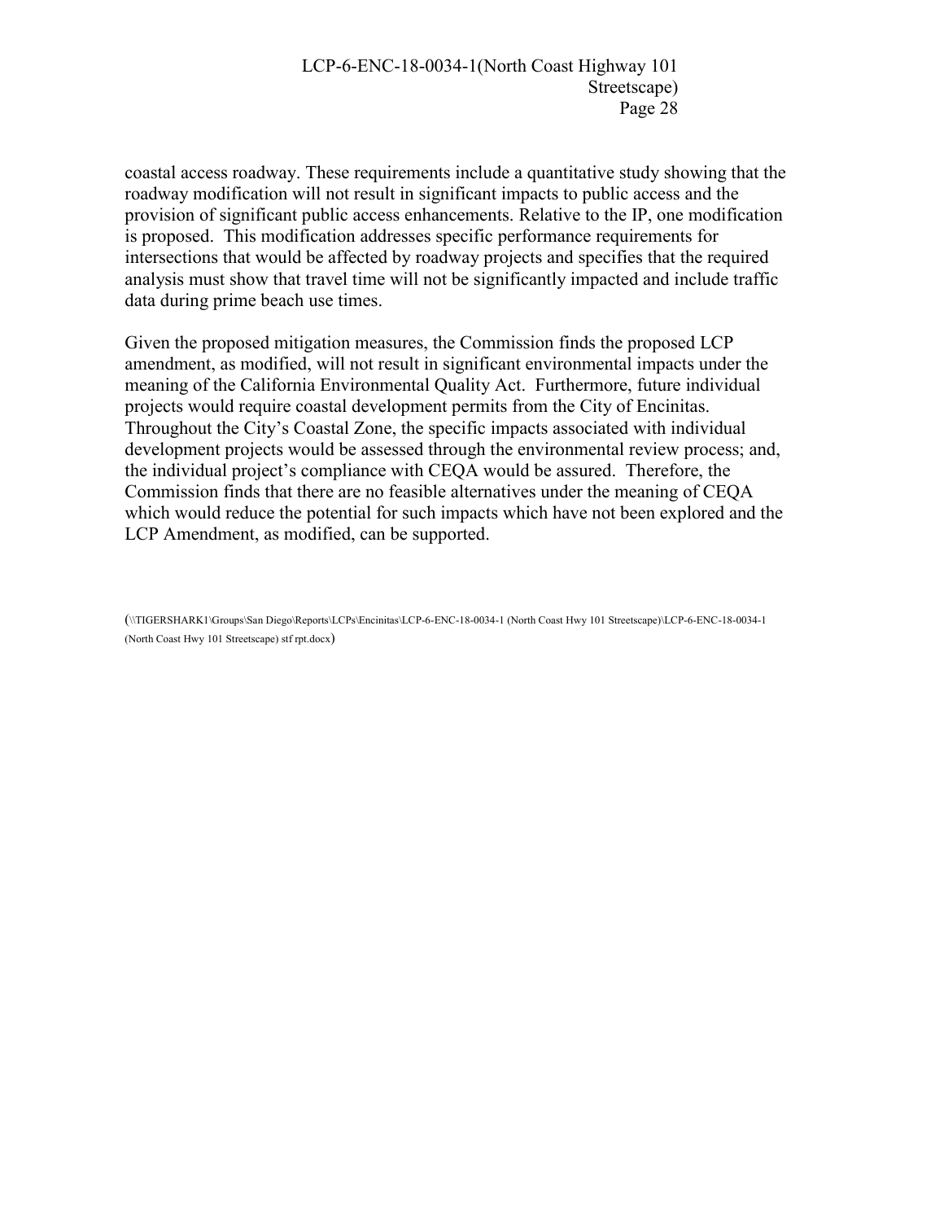coastal access roadway. These requirements include a quantitative study showing that the roadway modification will not result in significant impacts to public access and the provision of significant public access enhancements. Relative to the IP, one modification is proposed. This modification addresses specific performance requirements for intersections that would be affected by roadway projects and specifies that the required analysis must show that travel time will not be significantly impacted and include traffic data during prime beach use times.

Given the proposed mitigation measures, the Commission finds the proposed LCP amendment, as modified, will not result in significant environmental impacts under the meaning of the California Environmental Quality Act. Furthermore, future individual projects would require coastal development permits from the City of Encinitas. Throughout the City's Coastal Zone, the specific impacts associated with individual development projects would be assessed through the environmental review process; and, the individual project's compliance with CEQA would be assured. Therefore, the Commission finds that there are no feasible alternatives under the meaning of CEQA which would reduce the potential for such impacts which have not been explored and the LCP Amendment, as modified, can be supported.

(\\TIGERSHARK1\Groups\San Diego\Reports\LCPs\Encinitas\LCP-6-ENC-18-0034-1 (North Coast Hwy 101 Streetscape)\LCP-6-ENC-18-0034-1 (North Coast Hwy 101 Streetscape) stf rpt.docx)